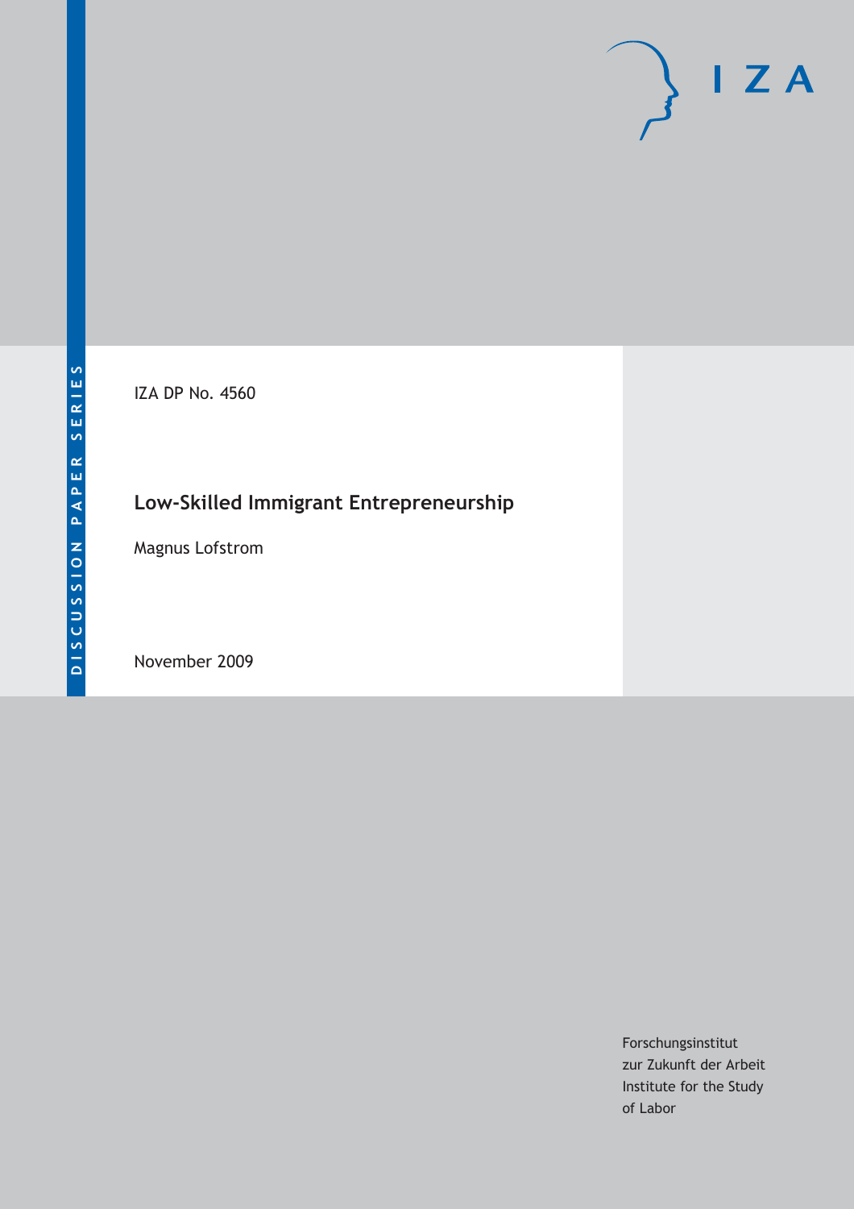DISCUSSION PAPER SERIES

IZA DP No. 4560

# Low-Skilled Immigrant Entrepreneurship

Magnus Lofstrom

November 2009

Forschungsinstitut
zur Zukunft der Arbeit
Institute for the Study
of Labor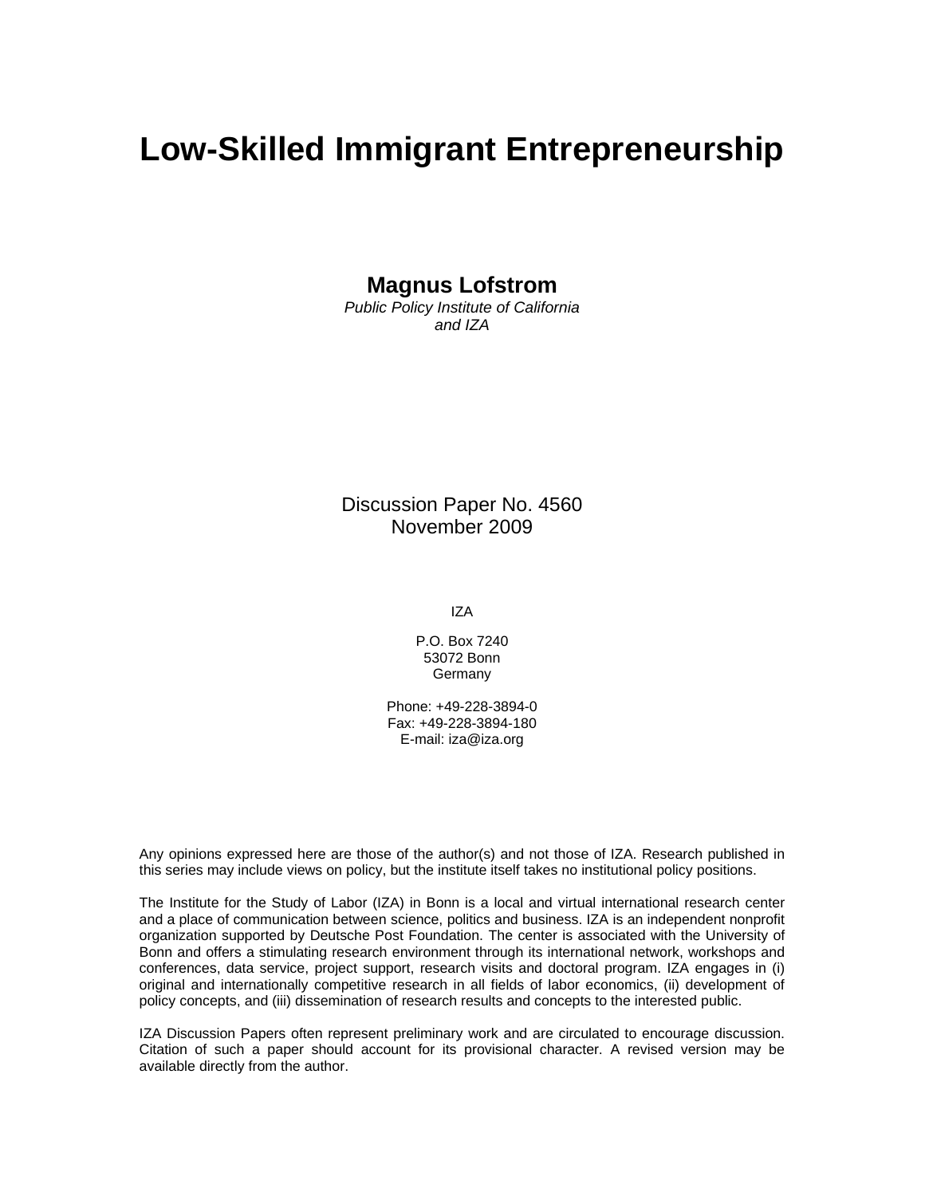# Low-Skilled Immigrant Entrepreneurship

**Magnus Lofstrom**
*Public Policy Institute of California*
*and IZA*

Discussion Paper No. 4560
November 2009

IZA

P.O. Box 7240
53072 Bonn
Germany

Phone: +49-228-3894-0
Fax: +49-228-3894-180
E-mail: iza@iza.org

Any opinions expressed here are those of the author(s) and not those of IZA. Research published in this series may include views on policy, but the institute itself takes no institutional policy positions.

The Institute for the Study of Labor (IZA) in Bonn is a local and virtual international research center and a place of communication between science, politics and business. IZA is an independent nonprofit organization supported by Deutsche Post Foundation. The center is associated with the University of Bonn and offers a stimulating research environment through its international network, workshops and conferences, data service, project support, research visits and doctoral program. IZA engages in (i) original and internationally competitive research in all fields of labor economics, (ii) development of policy concepts, and (iii) dissemination of research results and concepts to the interested public.

IZA Discussion Papers often represent preliminary work and are circulated to encourage discussion. Citation of such a paper should account for its provisional character. A revised version may be available directly from the author.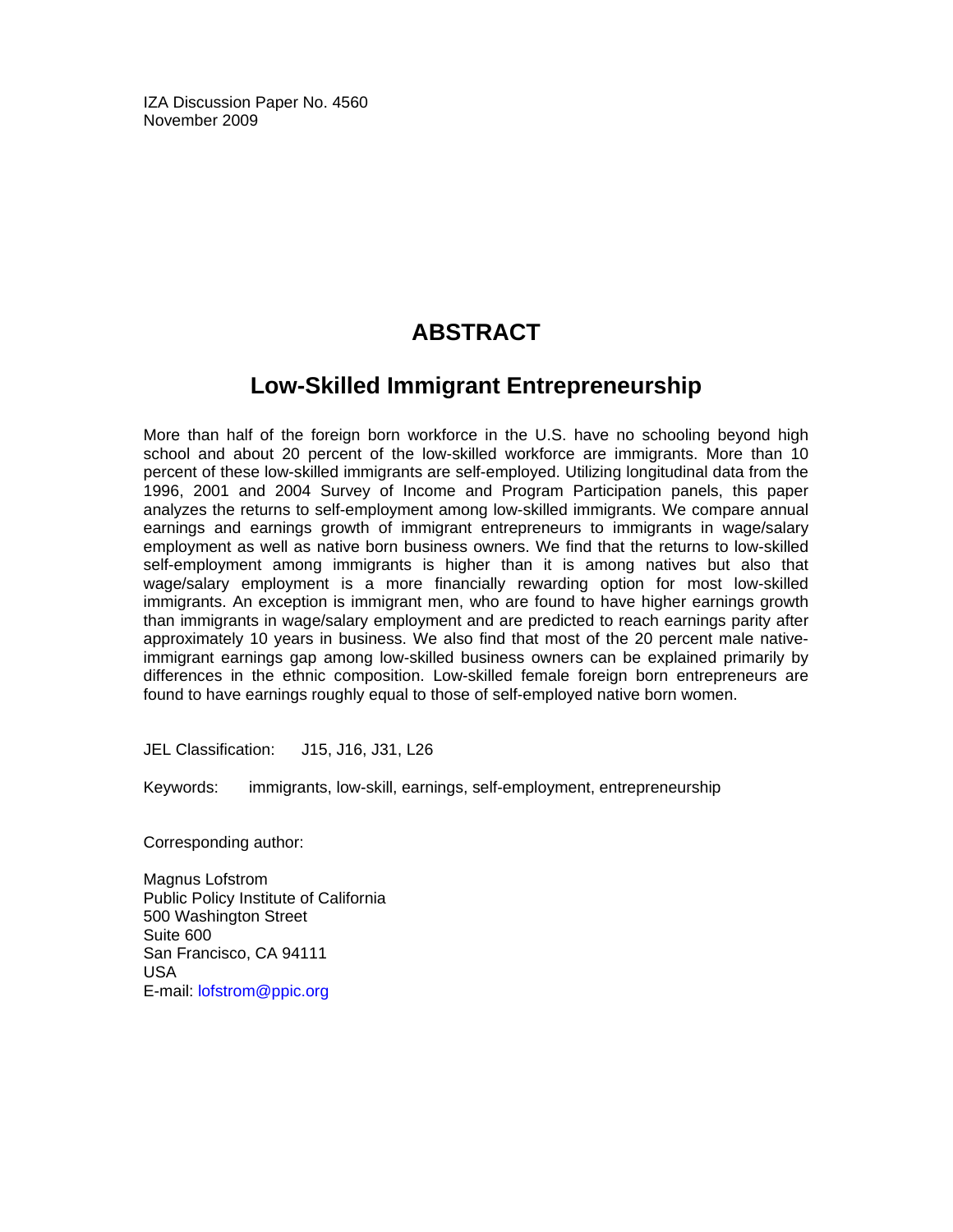IZA Discussion Paper No. 4560
November 2009

# ABSTRACT

## Low-Skilled Immigrant Entrepreneurship

More than half of the foreign born workforce in the U.S. have no schooling beyond high school and about 20 percent of the low-skilled workforce are immigrants. More than 10 percent of these low-skilled immigrants are self-employed. Utilizing longitudinal data from the 1996, 2001 and 2004 Survey of Income and Program Participation panels, this paper analyzes the returns to self-employment among low-skilled immigrants. We compare annual earnings and earnings growth of immigrant entrepreneurs to immigrants in wage/salary employment as well as native born business owners. We find that the returns to low-skilled self-employment among immigrants is higher than it is among natives but also that wage/salary employment is a more financially rewarding option for most low-skilled immigrants. An exception is immigrant men, who are found to have higher earnings growth than immigrants in wage/salary employment and are predicted to reach earnings parity after approximately 10 years in business. We also find that most of the 20 percent male native-immigrant earnings gap among low-skilled business owners can be explained primarily by differences in the ethnic composition. Low-skilled female foreign born entrepreneurs are found to have earnings roughly equal to those of self-employed native born women.

JEL Classification: J15, J16, J31, L26

Keywords: immigrants, low-skill, earnings, self-employment, entrepreneurship

Corresponding author:

Magnus Lofstrom
Public Policy Institute of California
500 Washington Street
Suite 600
San Francisco, CA 94111
USA
E-mail: lofstrom@ppic.org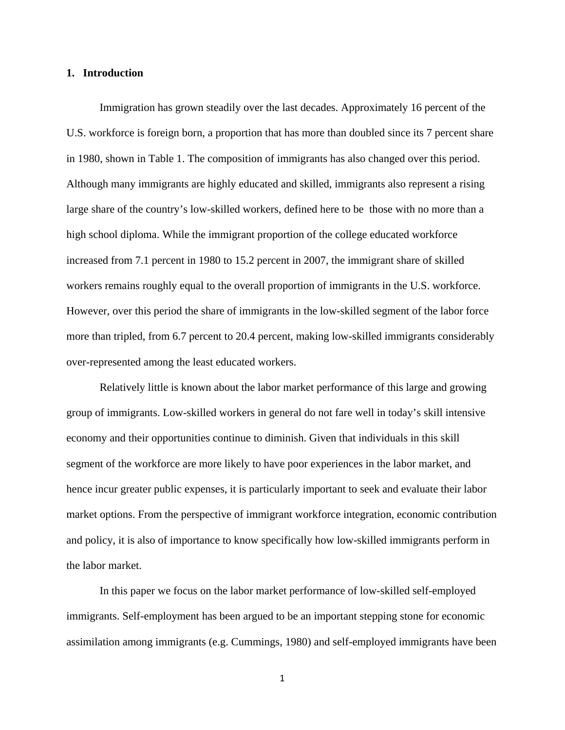## 1. Introduction

Immigration has grown steadily over the last decades. Approximately 16 percent of the U.S. workforce is foreign born, a proportion that has more than doubled since its 7 percent share in 1980, shown in Table 1. The composition of immigrants has also changed over this period. Although many immigrants are highly educated and skilled, immigrants also represent a rising large share of the country's low-skilled workers, defined here to be those with no more than a high school diploma. While the immigrant proportion of the college educated workforce increased from 7.1 percent in 1980 to 15.2 percent in 2007, the immigrant share of skilled workers remains roughly equal to the overall proportion of immigrants in the U.S. workforce. However, over this period the share of immigrants in the low-skilled segment of the labor force more than tripled, from 6.7 percent to 20.4 percent, making low-skilled immigrants considerably over-represented among the least educated workers.

Relatively little is known about the labor market performance of this large and growing group of immigrants. Low-skilled workers in general do not fare well in today's skill intensive economy and their opportunities continue to diminish. Given that individuals in this skill segment of the workforce are more likely to have poor experiences in the labor market, and hence incur greater public expenses, it is particularly important to seek and evaluate their labor market options. From the perspective of immigrant workforce integration, economic contribution and policy, it is also of importance to know specifically how low-skilled immigrants perform in the labor market.

In this paper we focus on the labor market performance of low-skilled self-employed immigrants. Self-employment has been argued to be an important stepping stone for economic assimilation among immigrants (e.g. Cummings, 1980) and self-employed immigrants have been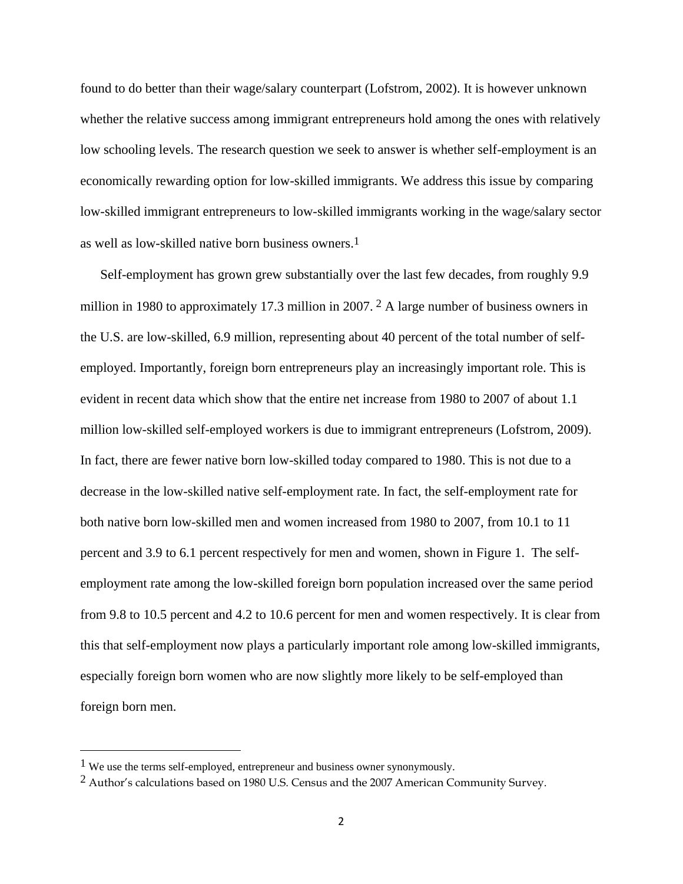found to do better than their wage/salary counterpart (Lofstrom, 2002). It is however unknown whether the relative success among immigrant entrepreneurs hold among the ones with relatively low schooling levels. The research question we seek to answer is whether self-employment is an economically rewarding option for low-skilled immigrants. We address this issue by comparing low-skilled immigrant entrepreneurs to low-skilled immigrants working in the wage/salary sector as well as low-skilled native born business owners.[1]

Self-employment has grown grew substantially over the last few decades, from roughly 9.9 million in 1980 to approximately 17.3 million in 2007. [2] A large number of business owners in the U.S. are low-skilled, 6.9 million, representing about 40 percent of the total number of self-employed. Importantly, foreign born entrepreneurs play an increasingly important role. This is evident in recent data which show that the entire net increase from 1980 to 2007 of about 1.1 million low-skilled self-employed workers is due to immigrant entrepreneurs (Lofstrom, 2009). In fact, there are fewer native born low-skilled today compared to 1980. This is not due to a decrease in the low-skilled native self-employment rate. In fact, the self-employment rate for both native born low-skilled men and women increased from 1980 to 2007, from 10.1 to 11 percent and 3.9 to 6.1 percent respectively for men and women, shown in Figure 1. The self-employment rate among the low-skilled foreign born population increased over the same period from 9.8 to 10.5 percent and 4.2 to 10.6 percent for men and women respectively. It is clear from this that self-employment now plays a particularly important role among low-skilled immigrants, especially foreign born women who are now slightly more likely to be self-employed than foreign born men.

---

[1] We use the terms self-employed, entrepreneur and business owner synonymously.

[2] Author's calculations based on 1980 U.S. Census and the 2007 American Community Survey.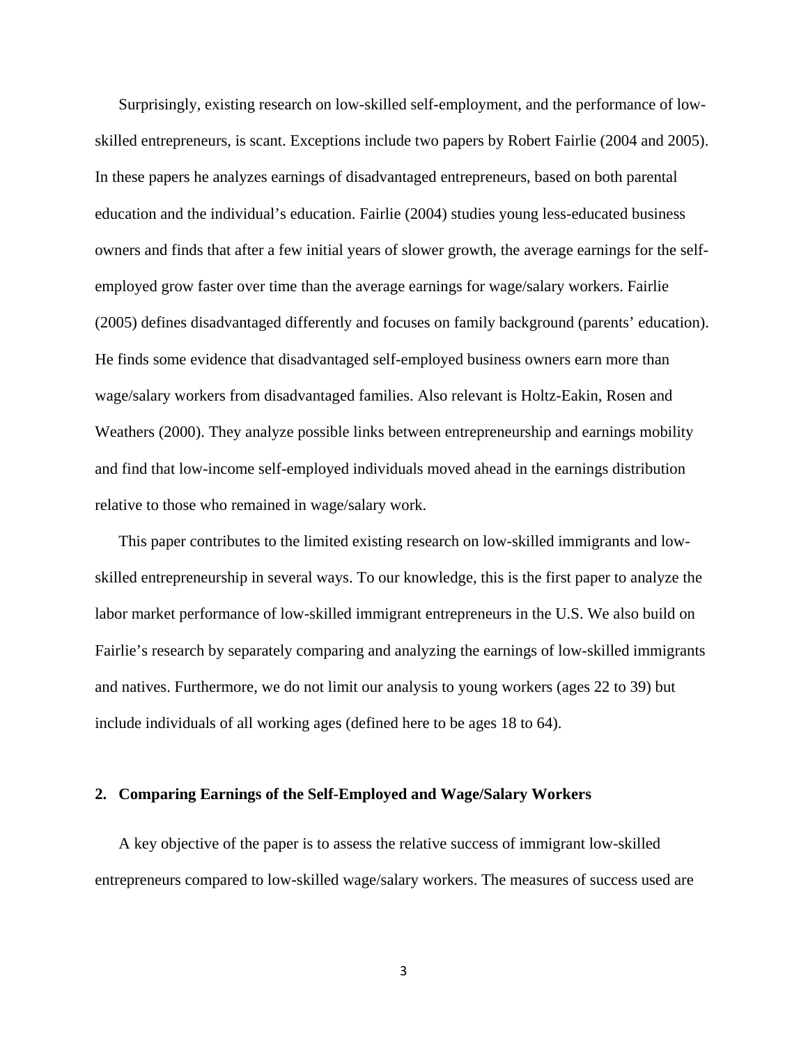Surprisingly, existing research on low-skilled self-employment, and the performance of low-skilled entrepreneurs, is scant. Exceptions include two papers by Robert Fairlie (2004 and 2005). In these papers he analyzes earnings of disadvantaged entrepreneurs, based on both parental education and the individual's education. Fairlie (2004) studies young less-educated business owners and finds that after a few initial years of slower growth, the average earnings for the self-employed grow faster over time than the average earnings for wage/salary workers. Fairlie (2005) defines disadvantaged differently and focuses on family background (parents' education). He finds some evidence that disadvantaged self-employed business owners earn more than wage/salary workers from disadvantaged families. Also relevant is Holtz-Eakin, Rosen and Weathers (2000). They analyze possible links between entrepreneurship and earnings mobility and find that low-income self-employed individuals moved ahead in the earnings distribution relative to those who remained in wage/salary work.

This paper contributes to the limited existing research on low-skilled immigrants and low-skilled entrepreneurship in several ways. To our knowledge, this is the first paper to analyze the labor market performance of low-skilled immigrant entrepreneurs in the U.S. We also build on Fairlie's research by separately comparing and analyzing the earnings of low-skilled immigrants and natives. Furthermore, we do not limit our analysis to young workers (ages 22 to 39) but include individuals of all working ages (defined here to be ages 18 to 64).

## 2. Comparing Earnings of the Self-Employed and Wage/Salary Workers

A key objective of the paper is to assess the relative success of immigrant low-skilled entrepreneurs compared to low-skilled wage/salary workers. The measures of success used are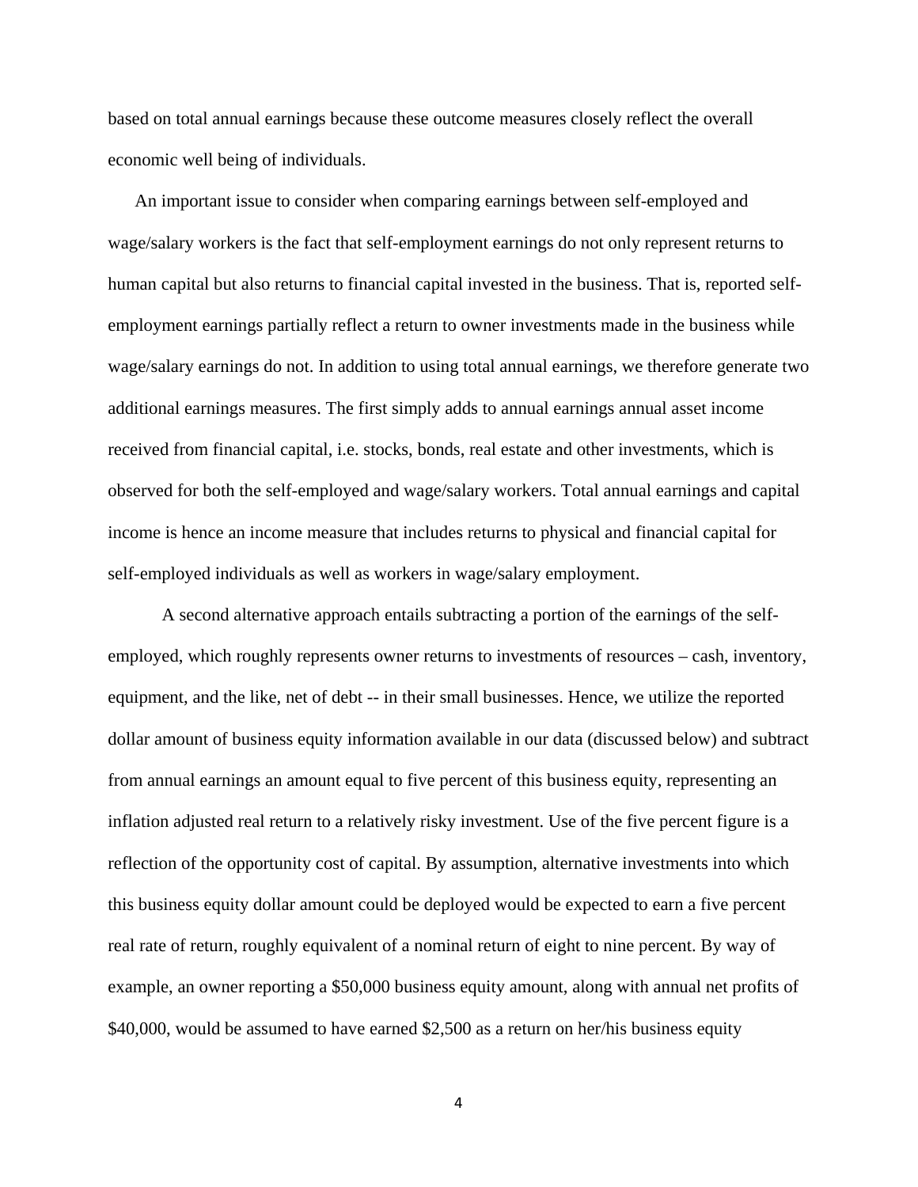based on total annual earnings because these outcome measures closely reflect the overall economic well being of individuals.

An important issue to consider when comparing earnings between self-employed and wage/salary workers is the fact that self-employment earnings do not only represent returns to human capital but also returns to financial capital invested in the business. That is, reported self-employment earnings partially reflect a return to owner investments made in the business while wage/salary earnings do not. In addition to using total annual earnings, we therefore generate two additional earnings measures. The first simply adds to annual earnings annual asset income received from financial capital, i.e. stocks, bonds, real estate and other investments, which is observed for both the self-employed and wage/salary workers. Total annual earnings and capital income is hence an income measure that includes returns to physical and financial capital for self-employed individuals as well as workers in wage/salary employment.

A second alternative approach entails subtracting a portion of the earnings of the self-employed, which roughly represents owner returns to investments of resources – cash, inventory, equipment, and the like, net of debt -- in their small businesses. Hence, we utilize the reported dollar amount of business equity information available in our data (discussed below) and subtract from annual earnings an amount equal to five percent of this business equity, representing an inflation adjusted real return to a relatively risky investment. Use of the five percent figure is a reflection of the opportunity cost of capital. By assumption, alternative investments into which this business equity dollar amount could be deployed would be expected to earn a five percent real rate of return, roughly equivalent of a nominal return of eight to nine percent. By way of example, an owner reporting a $50,000 business equity amount, along with annual net profits of $40,000, would be assumed to have earned $2,500 as a return on her/his business equity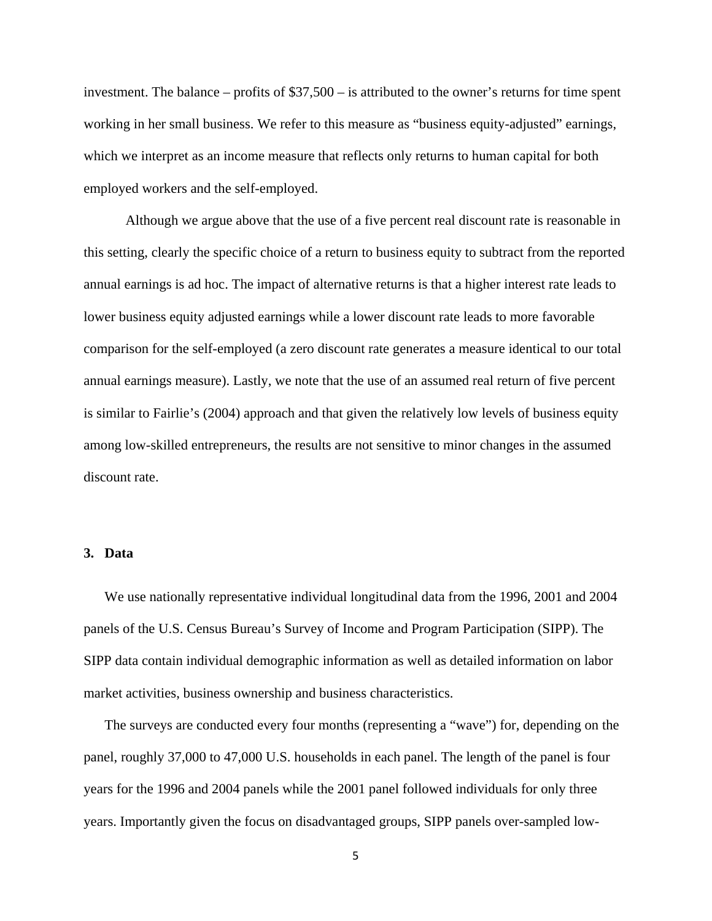investment. The balance – profits of $37,500 – is attributed to the owner's returns for time spent working in her small business. We refer to this measure as "business equity-adjusted" earnings, which we interpret as an income measure that reflects only returns to human capital for both employed workers and the self-employed.

Although we argue above that the use of a five percent real discount rate is reasonable in this setting, clearly the specific choice of a return to business equity to subtract from the reported annual earnings is ad hoc. The impact of alternative returns is that a higher interest rate leads to lower business equity adjusted earnings while a lower discount rate leads to more favorable comparison for the self-employed (a zero discount rate generates a measure identical to our total annual earnings measure). Lastly, we note that the use of an assumed real return of five percent is similar to Fairlie's (2004) approach and that given the relatively low levels of business equity among low-skilled entrepreneurs, the results are not sensitive to minor changes in the assumed discount rate.

## 3. Data

We use nationally representative individual longitudinal data from the 1996, 2001 and 2004 panels of the U.S. Census Bureau's Survey of Income and Program Participation (SIPP). The SIPP data contain individual demographic information as well as detailed information on labor market activities, business ownership and business characteristics.

The surveys are conducted every four months (representing a "wave") for, depending on the panel, roughly 37,000 to 47,000 U.S. households in each panel. The length of the panel is four years for the 1996 and 2004 panels while the 2001 panel followed individuals for only three years. Importantly given the focus on disadvantaged groups, SIPP panels over-sampled low-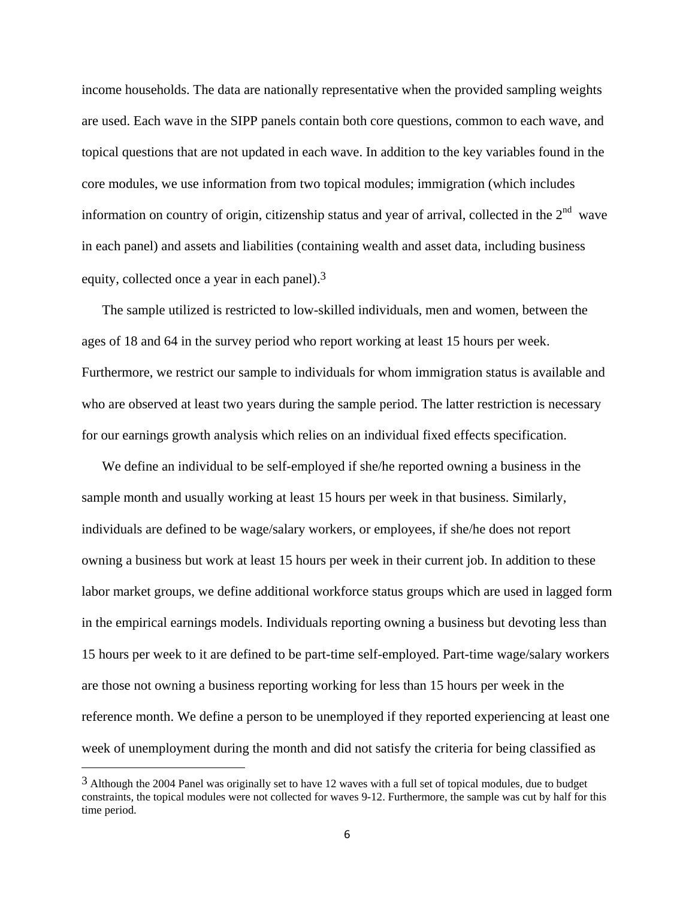income households. The data are nationally representative when the provided sampling weights are used. Each wave in the SIPP panels contain both core questions, common to each wave, and topical questions that are not updated in each wave. In addition to the key variables found in the core modules, we use information from two topical modules; immigration (which includes information on country of origin, citizenship status and year of arrival, collected in the 2nd wave in each panel) and assets and liabilities (containing wealth and asset data, including business equity, collected once a year in each panel).[3]

The sample utilized is restricted to low-skilled individuals, men and women, between the ages of 18 and 64 in the survey period who report working at least 15 hours per week. Furthermore, we restrict our sample to individuals for whom immigration status is available and who are observed at least two years during the sample period. The latter restriction is necessary for our earnings growth analysis which relies on an individual fixed effects specification.

We define an individual to be self-employed if she/he reported owning a business in the sample month and usually working at least 15 hours per week in that business. Similarly, individuals are defined to be wage/salary workers, or employees, if she/he does not report owning a business but work at least 15 hours per week in their current job. In addition to these labor market groups, we define additional workforce status groups which are used in lagged form in the empirical earnings models. Individuals reporting owning a business but devoting less than 15 hours per week to it are defined to be part-time self-employed. Part-time wage/salary workers are those not owning a business reporting working for less than 15 hours per week in the reference month. We define a person to be unemployed if they reported experiencing at least one week of unemployment during the month and did not satisfy the criteria for being classified as

[3] Although the 2004 Panel was originally set to have 12 waves with a full set of topical modules, due to budget constraints, the topical modules were not collected for waves 9-12. Furthermore, the sample was cut by half for this time period.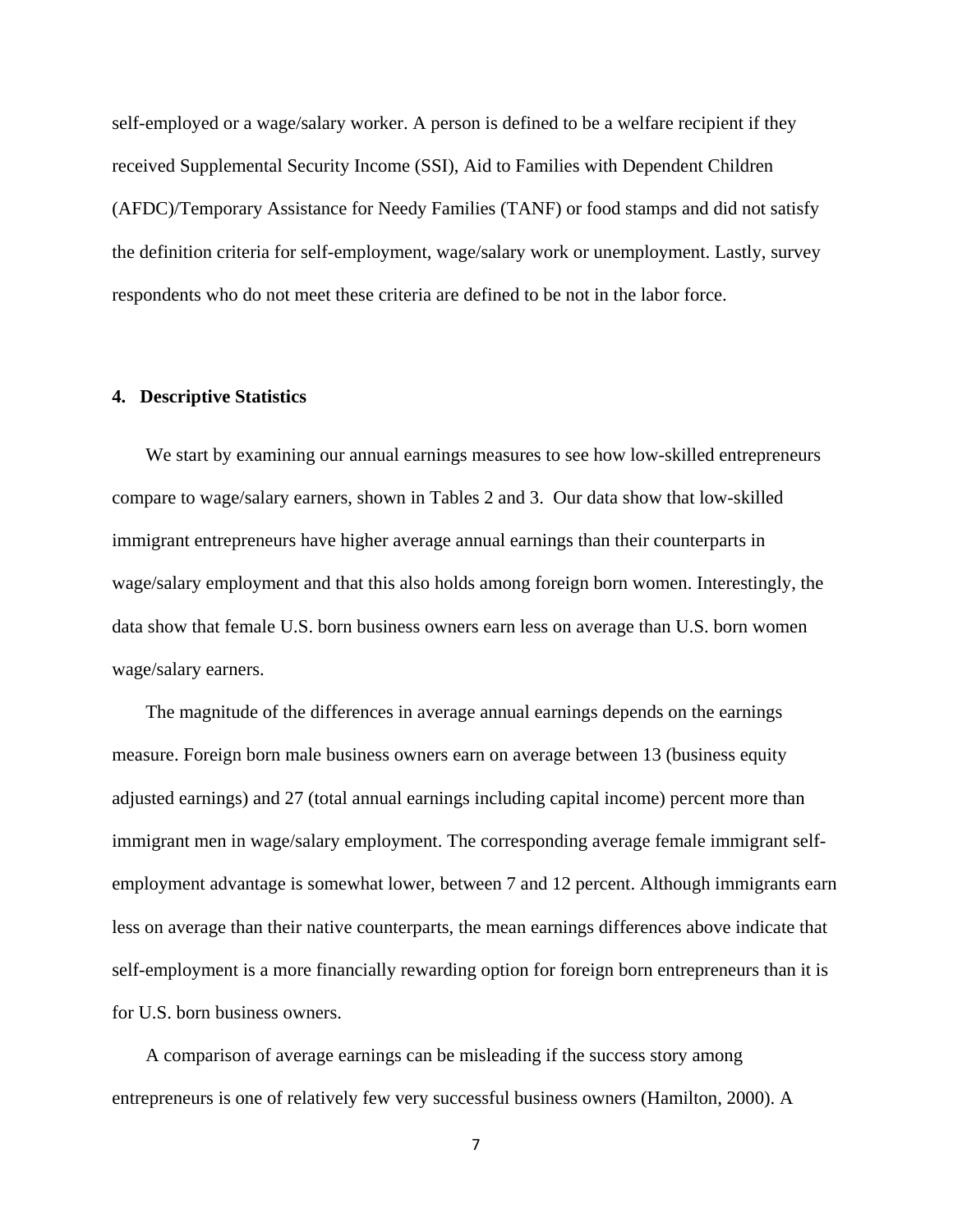self-employed or a wage/salary worker. A person is defined to be a welfare recipient if they received Supplemental Security Income (SSI), Aid to Families with Dependent Children (AFDC)/Temporary Assistance for Needy Families (TANF) or food stamps and did not satisfy the definition criteria for self-employment, wage/salary work or unemployment. Lastly, survey respondents who do not meet these criteria are defined to be not in the labor force.

## 4. Descriptive Statistics

We start by examining our annual earnings measures to see how low-skilled entrepreneurs compare to wage/salary earners, shown in Tables 2 and 3. Our data show that low-skilled immigrant entrepreneurs have higher average annual earnings than their counterparts in wage/salary employment and that this also holds among foreign born women. Interestingly, the data show that female U.S. born business owners earn less on average than U.S. born women wage/salary earners.

The magnitude of the differences in average annual earnings depends on the earnings measure. Foreign born male business owners earn on average between 13 (business equity adjusted earnings) and 27 (total annual earnings including capital income) percent more than immigrant men in wage/salary employment. The corresponding average female immigrant self-employment advantage is somewhat lower, between 7 and 12 percent. Although immigrants earn less on average than their native counterparts, the mean earnings differences above indicate that self-employment is a more financially rewarding option for foreign born entrepreneurs than it is for U.S. born business owners.

A comparison of average earnings can be misleading if the success story among entrepreneurs is one of relatively few very successful business owners (Hamilton, 2000). A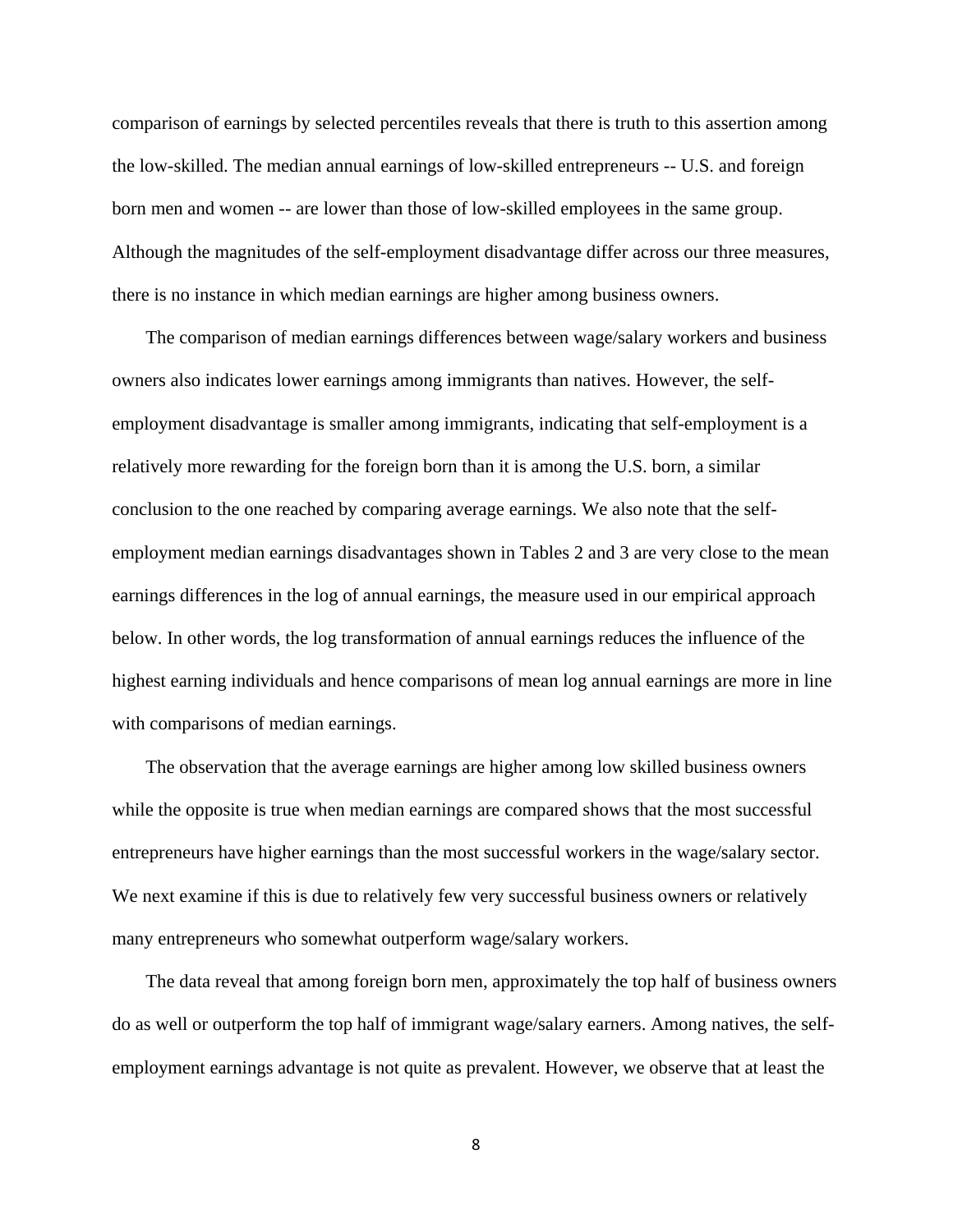comparison of earnings by selected percentiles reveals that there is truth to this assertion among the low-skilled. The median annual earnings of low-skilled entrepreneurs -- U.S. and foreign born men and women -- are lower than those of low-skilled employees in the same group. Although the magnitudes of the self-employment disadvantage differ across our three measures, there is no instance in which median earnings are higher among business owners.

The comparison of median earnings differences between wage/salary workers and business owners also indicates lower earnings among immigrants than natives. However, the self-employment disadvantage is smaller among immigrants, indicating that self-employment is a relatively more rewarding for the foreign born than it is among the U.S. born, a similar conclusion to the one reached by comparing average earnings. We also note that the self-employment median earnings disadvantages shown in Tables 2 and 3 are very close to the mean earnings differences in the log of annual earnings, the measure used in our empirical approach below. In other words, the log transformation of annual earnings reduces the influence of the highest earning individuals and hence comparisons of mean log annual earnings are more in line with comparisons of median earnings.

The observation that the average earnings are higher among low skilled business owners while the opposite is true when median earnings are compared shows that the most successful entrepreneurs have higher earnings than the most successful workers in the wage/salary sector. We next examine if this is due to relatively few very successful business owners or relatively many entrepreneurs who somewhat outperform wage/salary workers.

The data reveal that among foreign born men, approximately the top half of business owners do as well or outperform the top half of immigrant wage/salary earners. Among natives, the self-employment earnings advantage is not quite as prevalent. However, we observe that at least the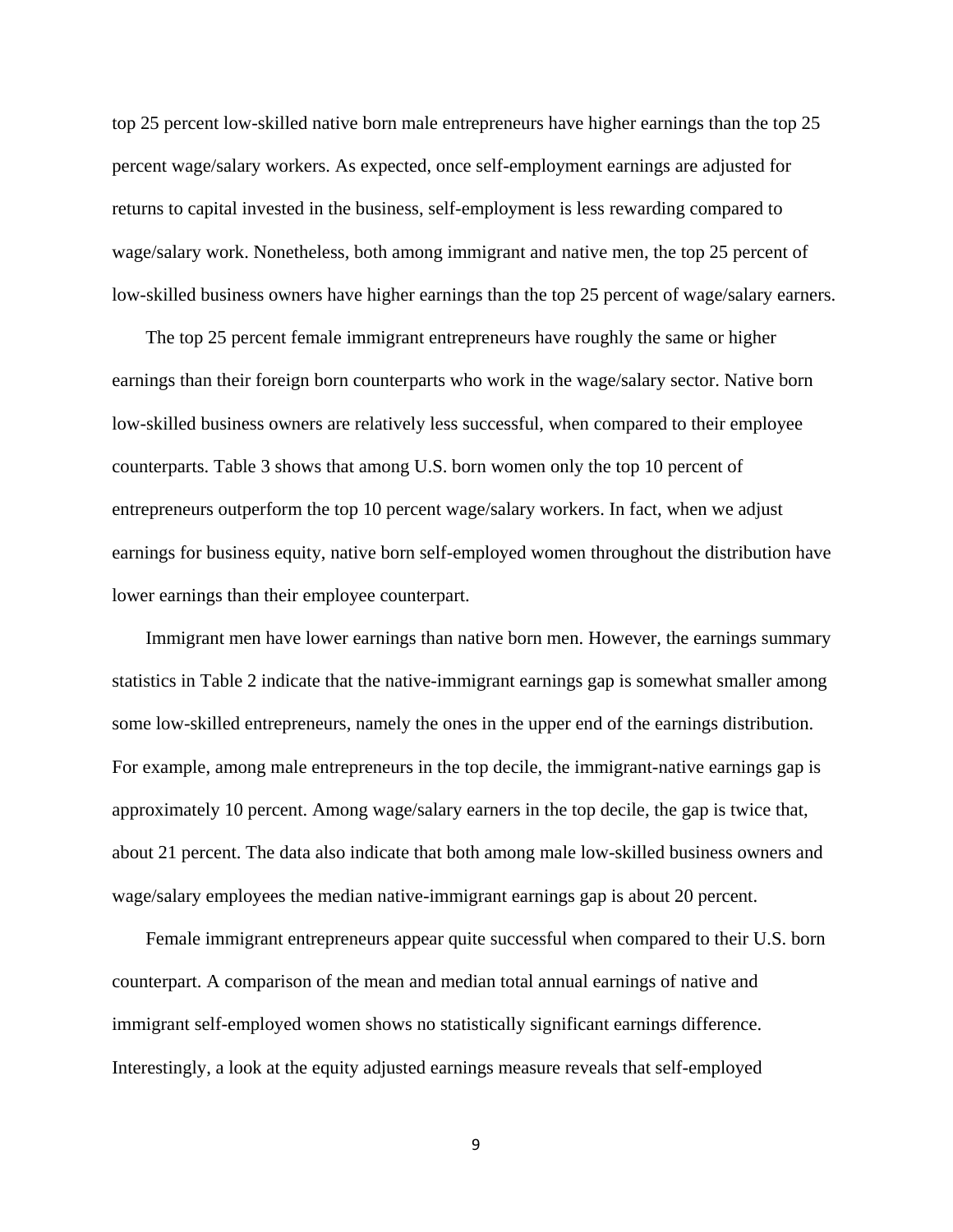top 25 percent low-skilled native born male entrepreneurs have higher earnings than the top 25 percent wage/salary workers. As expected, once self-employment earnings are adjusted for returns to capital invested in the business, self-employment is less rewarding compared to wage/salary work. Nonetheless, both among immigrant and native men, the top 25 percent of low-skilled business owners have higher earnings than the top 25 percent of wage/salary earners.

The top 25 percent female immigrant entrepreneurs have roughly the same or higher earnings than their foreign born counterparts who work in the wage/salary sector. Native born low-skilled business owners are relatively less successful, when compared to their employee counterparts. Table 3 shows that among U.S. born women only the top 10 percent of entrepreneurs outperform the top 10 percent wage/salary workers. In fact, when we adjust earnings for business equity, native born self-employed women throughout the distribution have lower earnings than their employee counterpart.

Immigrant men have lower earnings than native born men. However, the earnings summary statistics in Table 2 indicate that the native-immigrant earnings gap is somewhat smaller among some low-skilled entrepreneurs, namely the ones in the upper end of the earnings distribution. For example, among male entrepreneurs in the top decile, the immigrant-native earnings gap is approximately 10 percent. Among wage/salary earners in the top decile, the gap is twice that, about 21 percent. The data also indicate that both among male low-skilled business owners and wage/salary employees the median native-immigrant earnings gap is about 20 percent.

Female immigrant entrepreneurs appear quite successful when compared to their U.S. born counterpart. A comparison of the mean and median total annual earnings of native and immigrant self-employed women shows no statistically significant earnings difference. Interestingly, a look at the equity adjusted earnings measure reveals that self-employed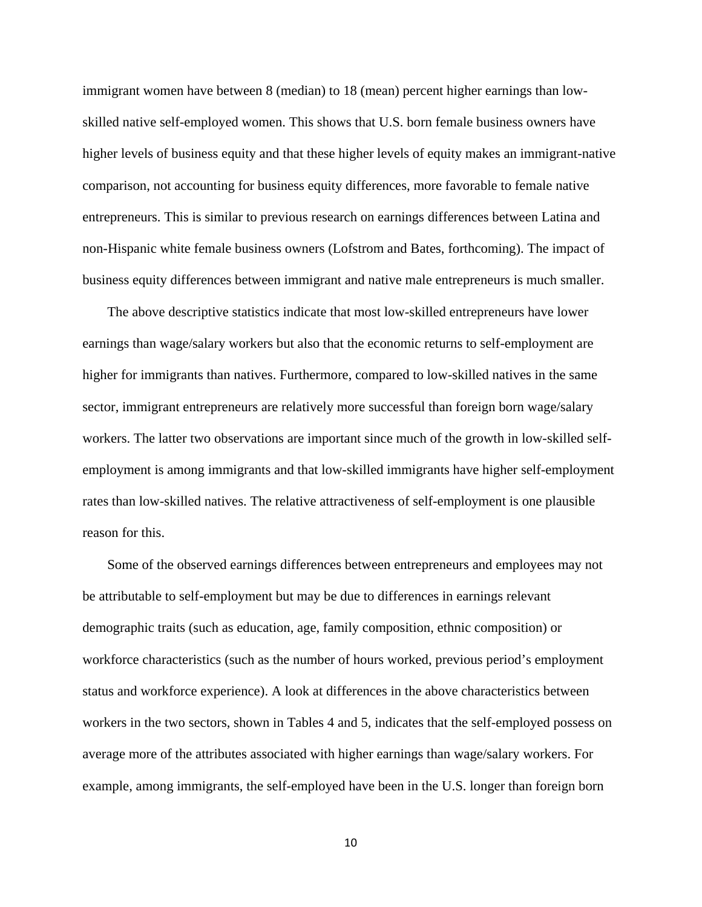immigrant women have between 8 (median) to 18 (mean) percent higher earnings than low-skilled native self-employed women. This shows that U.S. born female business owners have higher levels of business equity and that these higher levels of equity makes an immigrant-native comparison, not accounting for business equity differences, more favorable to female native entrepreneurs. This is similar to previous research on earnings differences between Latina and non-Hispanic white female business owners (Lofstrom and Bates, forthcoming). The impact of business equity differences between immigrant and native male entrepreneurs is much smaller.

The above descriptive statistics indicate that most low-skilled entrepreneurs have lower earnings than wage/salary workers but also that the economic returns to self-employment are higher for immigrants than natives. Furthermore, compared to low-skilled natives in the same sector, immigrant entrepreneurs are relatively more successful than foreign born wage/salary workers. The latter two observations are important since much of the growth in low-skilled self-employment is among immigrants and that low-skilled immigrants have higher self-employment rates than low-skilled natives. The relative attractiveness of self-employment is one plausible reason for this.

Some of the observed earnings differences between entrepreneurs and employees may not be attributable to self-employment but may be due to differences in earnings relevant demographic traits (such as education, age, family composition, ethnic composition) or workforce characteristics (such as the number of hours worked, previous period's employment status and workforce experience). A look at differences in the above characteristics between workers in the two sectors, shown in Tables 4 and 5, indicates that the self-employed possess on average more of the attributes associated with higher earnings than wage/salary workers. For example, among immigrants, the self-employed have been in the U.S. longer than foreign born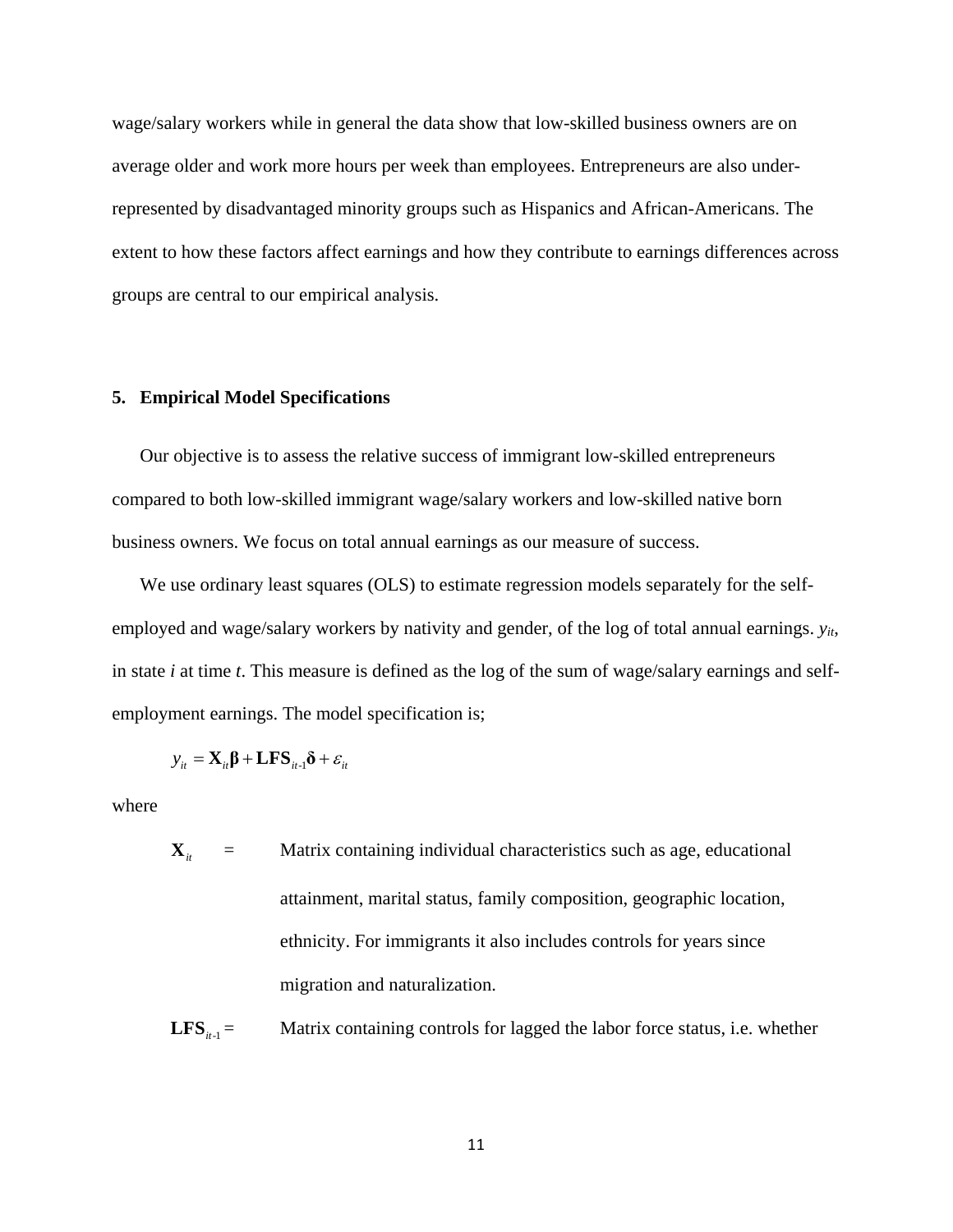wage/salary workers while in general the data show that low-skilled business owners are on average older and work more hours per week than employees. Entrepreneurs are also under-represented by disadvantaged minority groups such as Hispanics and African-Americans. The extent to how these factors affect earnings and how they contribute to earnings differences across groups are central to our empirical analysis.

## 5. Empirical Model Specifications

Our objective is to assess the relative success of immigrant low-skilled entrepreneurs compared to both low-skilled immigrant wage/salary workers and low-skilled native born business owners. We focus on total annual earnings as our measure of success.

We use ordinary least squares (OLS) to estimate regression models separately for the self-employed and wage/salary workers by nativity and gender, of the log of total annual earnings. $y_{it}$, in state *i* at time *t*. This measure is defined as the log of the sum of wage/salary earnings and self-employment earnings. The model specification is;

$$y_{it} = \mathbf{X}_{it}\boldsymbol{\beta} + \mathbf{LFS}_{it\text{-}1}\boldsymbol{\delta} + \varepsilon_{it}$$

where

$\mathbf{X}_{it}$ = Matrix containing individual characteristics such as age, educational attainment, marital status, family composition, geographic location, ethnicity. For immigrants it also includes controls for years since migration and naturalization.

$\mathbf{LFS}_{it\text{-}1}$ = Matrix containing controls for lagged the labor force status, i.e. whether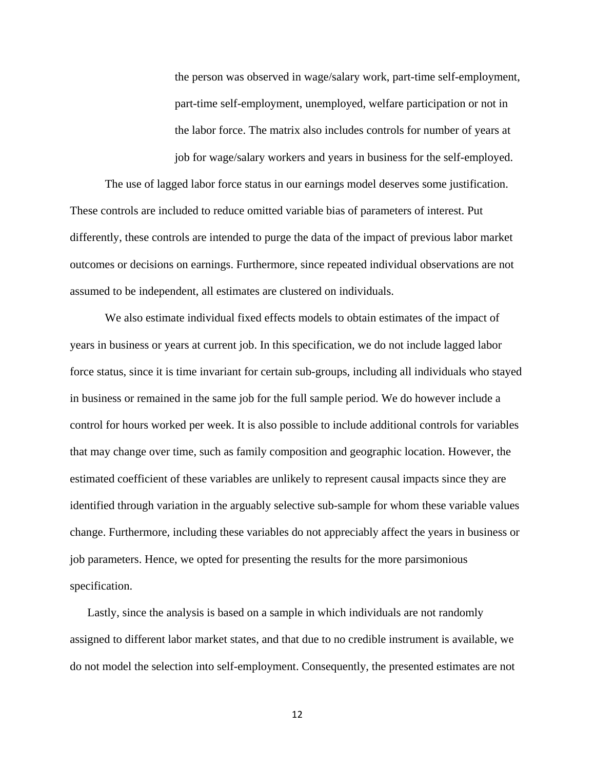the person was observed in wage/salary work, part-time self-employment, part-time self-employment, unemployed, welfare participation or not in the labor force. The matrix also includes controls for number of years at job for wage/salary workers and years in business for the self-employed.

The use of lagged labor force status in our earnings model deserves some justification. These controls are included to reduce omitted variable bias of parameters of interest. Put differently, these controls are intended to purge the data of the impact of previous labor market outcomes or decisions on earnings. Furthermore, since repeated individual observations are not assumed to be independent, all estimates are clustered on individuals.

We also estimate individual fixed effects models to obtain estimates of the impact of years in business or years at current job. In this specification, we do not include lagged labor force status, since it is time invariant for certain sub-groups, including all individuals who stayed in business or remained in the same job for the full sample period. We do however include a control for hours worked per week. It is also possible to include additional controls for variables that may change over time, such as family composition and geographic location. However, the estimated coefficient of these variables are unlikely to represent causal impacts since they are identified through variation in the arguably selective sub-sample for whom these variable values change. Furthermore, including these variables do not appreciably affect the years in business or job parameters. Hence, we opted for presenting the results for the more parsimonious specification.

Lastly, since the analysis is based on a sample in which individuals are not randomly assigned to different labor market states, and that due to no credible instrument is available, we do not model the selection into self-employment. Consequently, the presented estimates are not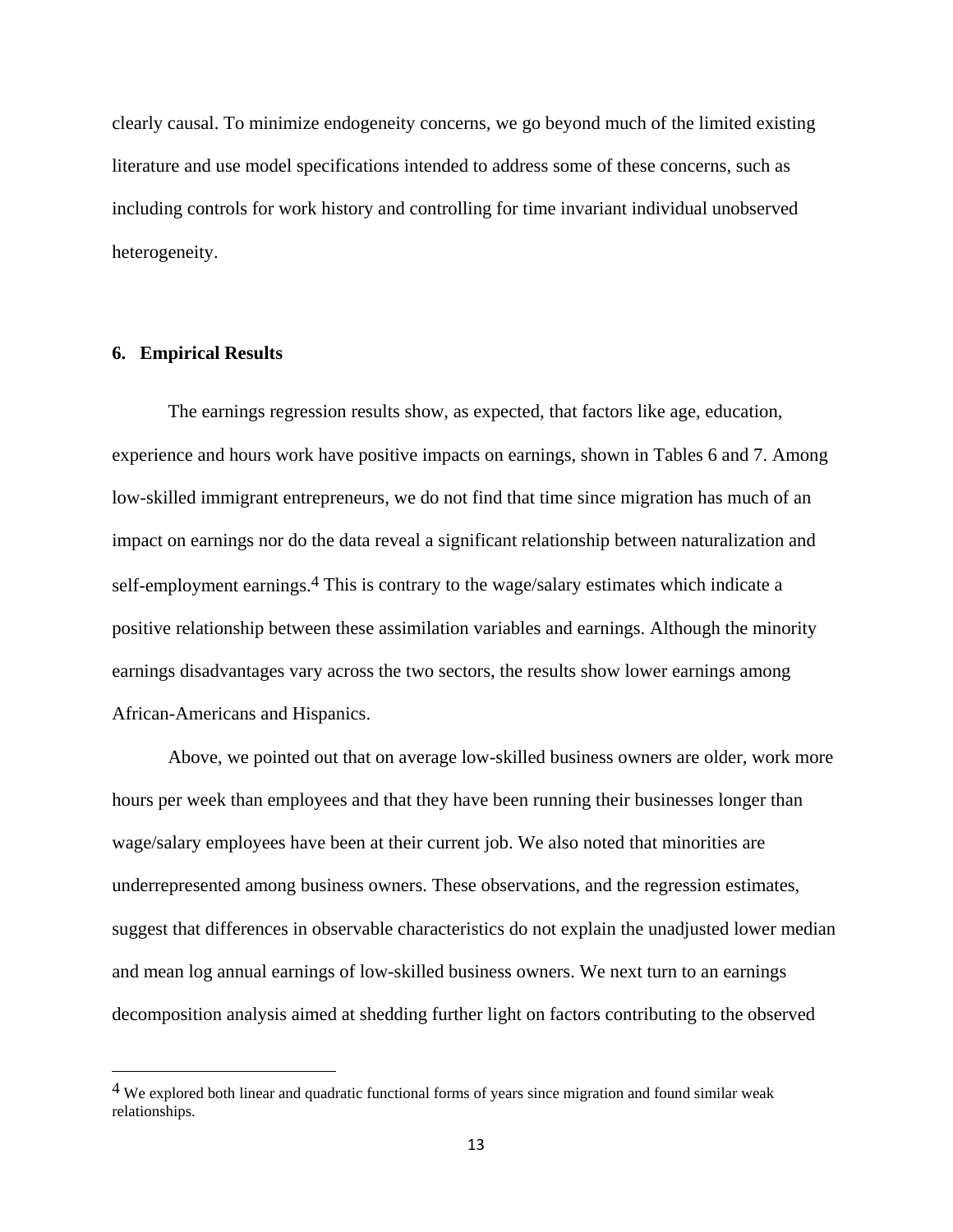clearly causal. To minimize endogeneity concerns, we go beyond much of the limited existing literature and use model specifications intended to address some of these concerns, such as including controls for work history and controlling for time invariant individual unobserved heterogeneity.

## 6. Empirical Results

The earnings regression results show, as expected, that factors like age, education, experience and hours work have positive impacts on earnings, shown in Tables 6 and 7. Among low-skilled immigrant entrepreneurs, we do not find that time since migration has much of an impact on earnings nor do the data reveal a significant relationship between naturalization and self-employment earnings.[4] This is contrary to the wage/salary estimates which indicate a positive relationship between these assimilation variables and earnings. Although the minority earnings disadvantages vary across the two sectors, the results show lower earnings among African-Americans and Hispanics.

Above, we pointed out that on average low-skilled business owners are older, work more hours per week than employees and that they have been running their businesses longer than wage/salary employees have been at their current job. We also noted that minorities are underrepresented among business owners. These observations, and the regression estimates, suggest that differences in observable characteristics do not explain the unadjusted lower median and mean log annual earnings of low-skilled business owners. We next turn to an earnings decomposition analysis aimed at shedding further light on factors contributing to the observed

---

[4] We explored both linear and quadratic functional forms of years since migration and found similar weak relationships.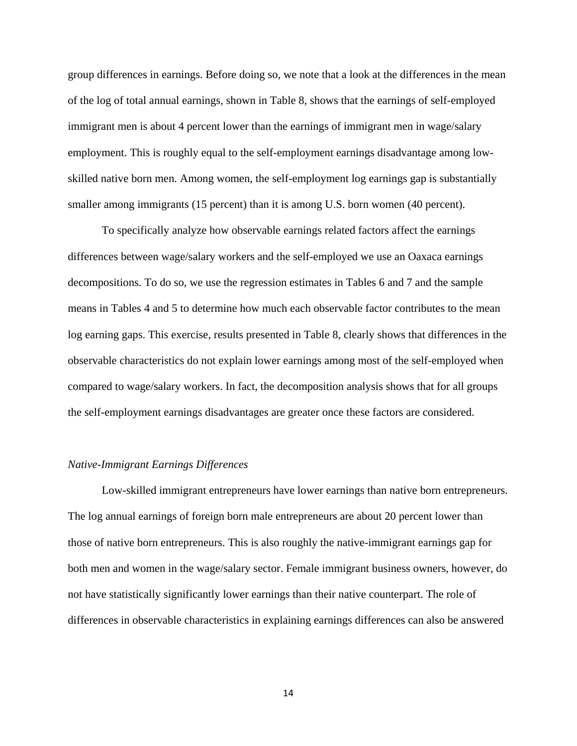group differences in earnings. Before doing so, we note that a look at the differences in the mean of the log of total annual earnings, shown in Table 8, shows that the earnings of self-employed immigrant men is about 4 percent lower than the earnings of immigrant men in wage/salary employment. This is roughly equal to the self-employment earnings disadvantage among low-skilled native born men. Among women, the self-employment log earnings gap is substantially smaller among immigrants (15 percent) than it is among U.S. born women (40 percent).

To specifically analyze how observable earnings related factors affect the earnings differences between wage/salary workers and the self-employed we use an Oaxaca earnings decompositions. To do so, we use the regression estimates in Tables 6 and 7 and the sample means in Tables 4 and 5 to determine how much each observable factor contributes to the mean log earning gaps. This exercise, results presented in Table 8, clearly shows that differences in the observable characteristics do not explain lower earnings among most of the self-employed when compared to wage/salary workers. In fact, the decomposition analysis shows that for all groups the self-employment earnings disadvantages are greater once these factors are considered.

*Native-Immigrant Earnings Differences*

Low-skilled immigrant entrepreneurs have lower earnings than native born entrepreneurs. The log annual earnings of foreign born male entrepreneurs are about 20 percent lower than those of native born entrepreneurs. This is also roughly the native-immigrant earnings gap for both men and women in the wage/salary sector. Female immigrant business owners, however, do not have statistically significantly lower earnings than their native counterpart. The role of differences in observable characteristics in explaining earnings differences can also be answered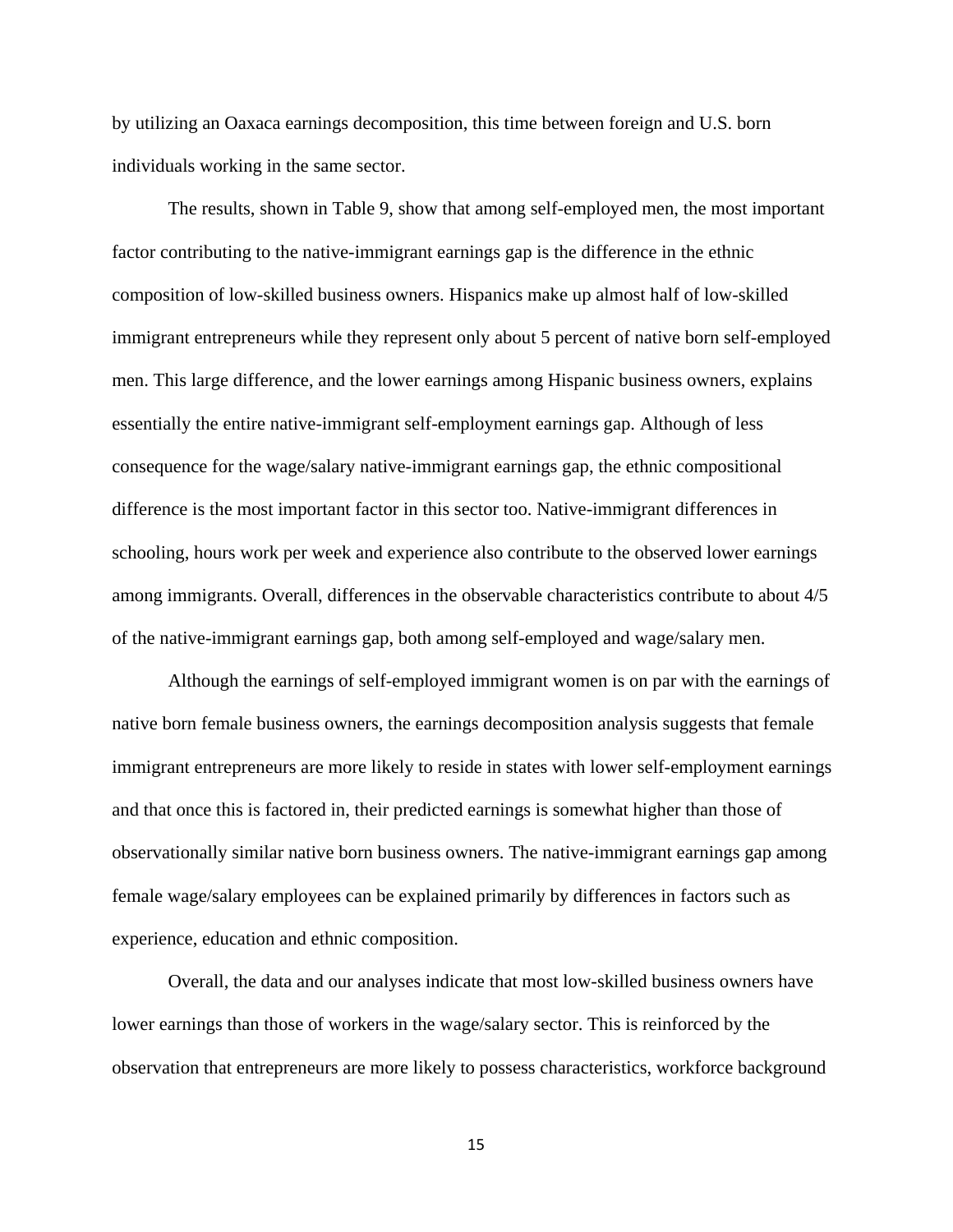by utilizing an Oaxaca earnings decomposition, this time between foreign and U.S. born individuals working in the same sector.

The results, shown in Table 9, show that among self-employed men, the most important factor contributing to the native-immigrant earnings gap is the difference in the ethnic composition of low-skilled business owners. Hispanics make up almost half of low-skilled immigrant entrepreneurs while they represent only about 5 percent of native born self-employed men. This large difference, and the lower earnings among Hispanic business owners, explains essentially the entire native-immigrant self-employment earnings gap. Although of less consequence for the wage/salary native-immigrant earnings gap, the ethnic compositional difference is the most important factor in this sector too. Native-immigrant differences in schooling, hours work per week and experience also contribute to the observed lower earnings among immigrants. Overall, differences in the observable characteristics contribute to about 4/5 of the native-immigrant earnings gap, both among self-employed and wage/salary men.

Although the earnings of self-employed immigrant women is on par with the earnings of native born female business owners, the earnings decomposition analysis suggests that female immigrant entrepreneurs are more likely to reside in states with lower self-employment earnings and that once this is factored in, their predicted earnings is somewhat higher than those of observationally similar native born business owners. The native-immigrant earnings gap among female wage/salary employees can be explained primarily by differences in factors such as experience, education and ethnic composition.

Overall, the data and our analyses indicate that most low-skilled business owners have lower earnings than those of workers in the wage/salary sector. This is reinforced by the observation that entrepreneurs are more likely to possess characteristics, workforce background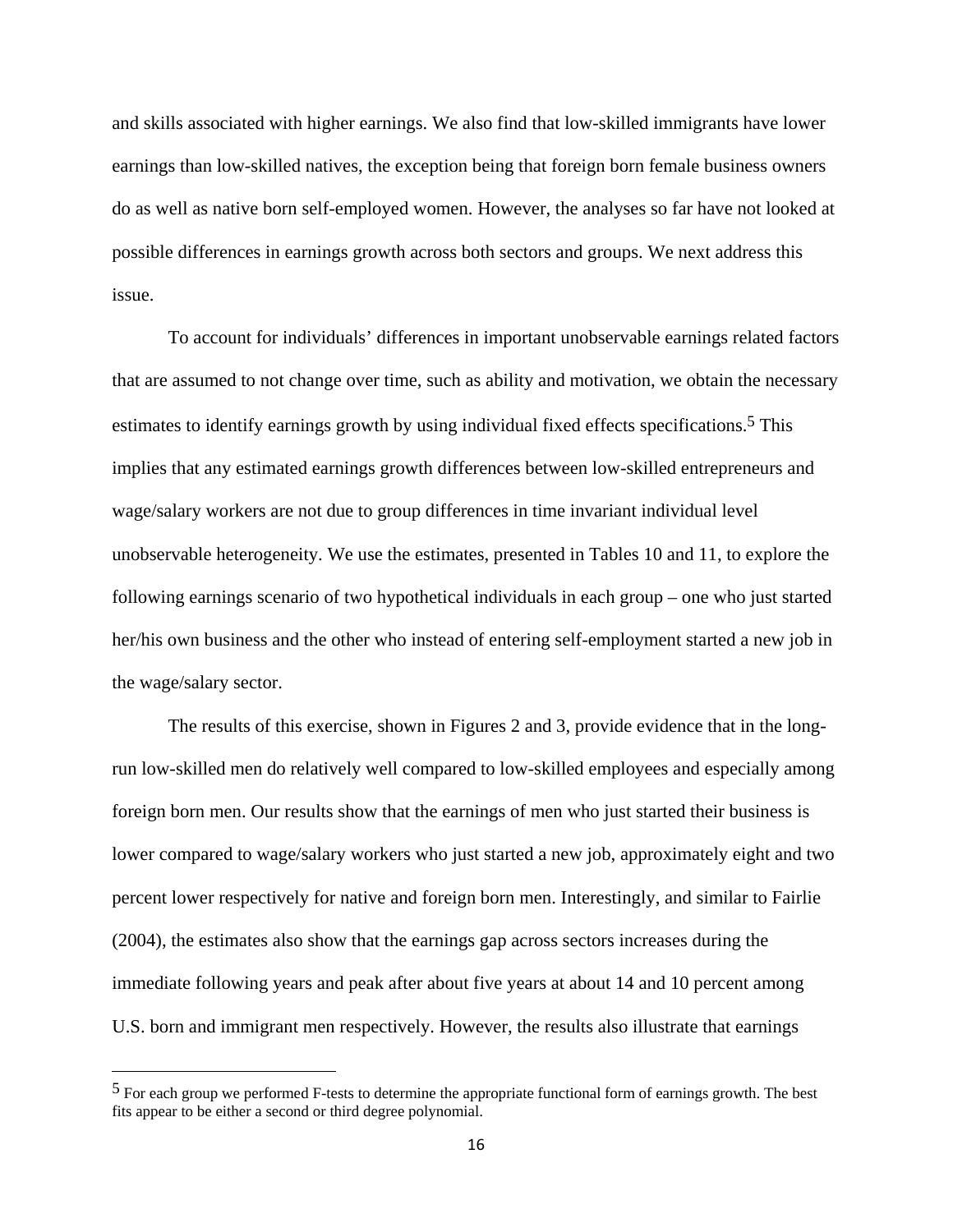and skills associated with higher earnings. We also find that low-skilled immigrants have lower earnings than low-skilled natives, the exception being that foreign born female business owners do as well as native born self-employed women. However, the analyses so far have not looked at possible differences in earnings growth across both sectors and groups. We next address this issue.

To account for individuals' differences in important unobservable earnings related factors that are assumed to not change over time, such as ability and motivation, we obtain the necessary estimates to identify earnings growth by using individual fixed effects specifications.[5] This implies that any estimated earnings growth differences between low-skilled entrepreneurs and wage/salary workers are not due to group differences in time invariant individual level unobservable heterogeneity. We use the estimates, presented in Tables 10 and 11, to explore the following earnings scenario of two hypothetical individuals in each group – one who just started her/his own business and the other who instead of entering self-employment started a new job in the wage/salary sector.

The results of this exercise, shown in Figures 2 and 3, provide evidence that in the long-run low-skilled men do relatively well compared to low-skilled employees and especially among foreign born men. Our results show that the earnings of men who just started their business is lower compared to wage/salary workers who just started a new job, approximately eight and two percent lower respectively for native and foreign born men. Interestingly, and similar to Fairlie (2004), the estimates also show that the earnings gap across sectors increases during the immediate following years and peak after about five years at about 14 and 10 percent among U.S. born and immigrant men respectively. However, the results also illustrate that earnings

[5] For each group we performed F-tests to determine the appropriate functional form of earnings growth. The best fits appear to be either a second or third degree polynomial.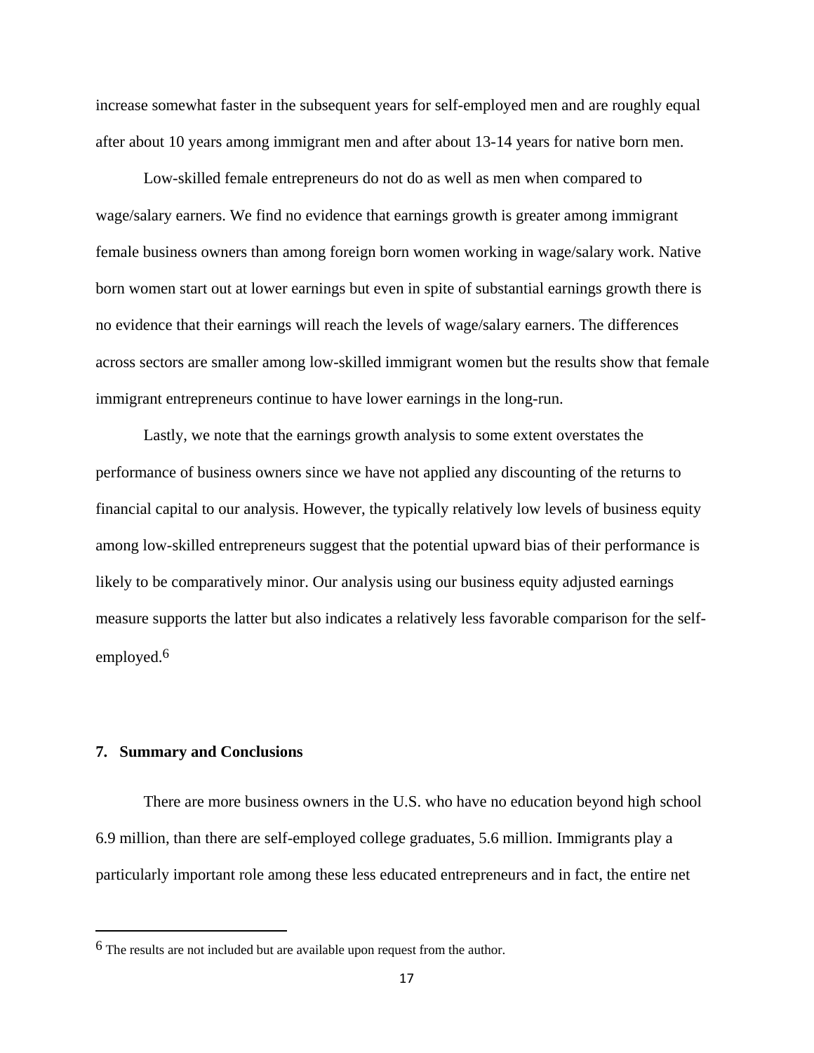increase somewhat faster in the subsequent years for self-employed men and are roughly equal after about 10 years among immigrant men and after about 13-14 years for native born men.

Low-skilled female entrepreneurs do not do as well as men when compared to wage/salary earners. We find no evidence that earnings growth is greater among immigrant female business owners than among foreign born women working in wage/salary work. Native born women start out at lower earnings but even in spite of substantial earnings growth there is no evidence that their earnings will reach the levels of wage/salary earners. The differences across sectors are smaller among low-skilled immigrant women but the results show that female immigrant entrepreneurs continue to have lower earnings in the long-run.

Lastly, we note that the earnings growth analysis to some extent overstates the performance of business owners since we have not applied any discounting of the returns to financial capital to our analysis. However, the typically relatively low levels of business equity among low-skilled entrepreneurs suggest that the potential upward bias of their performance is likely to be comparatively minor. Our analysis using our business equity adjusted earnings measure supports the latter but also indicates a relatively less favorable comparison for the self-employed.[6]

## 7. Summary and Conclusions

There are more business owners in the U.S. who have no education beyond high school 6.9 million, than there are self-employed college graduates, 5.6 million. Immigrants play a particularly important role among these less educated entrepreneurs and in fact, the entire net

---

[6] The results are not included but are available upon request from the author.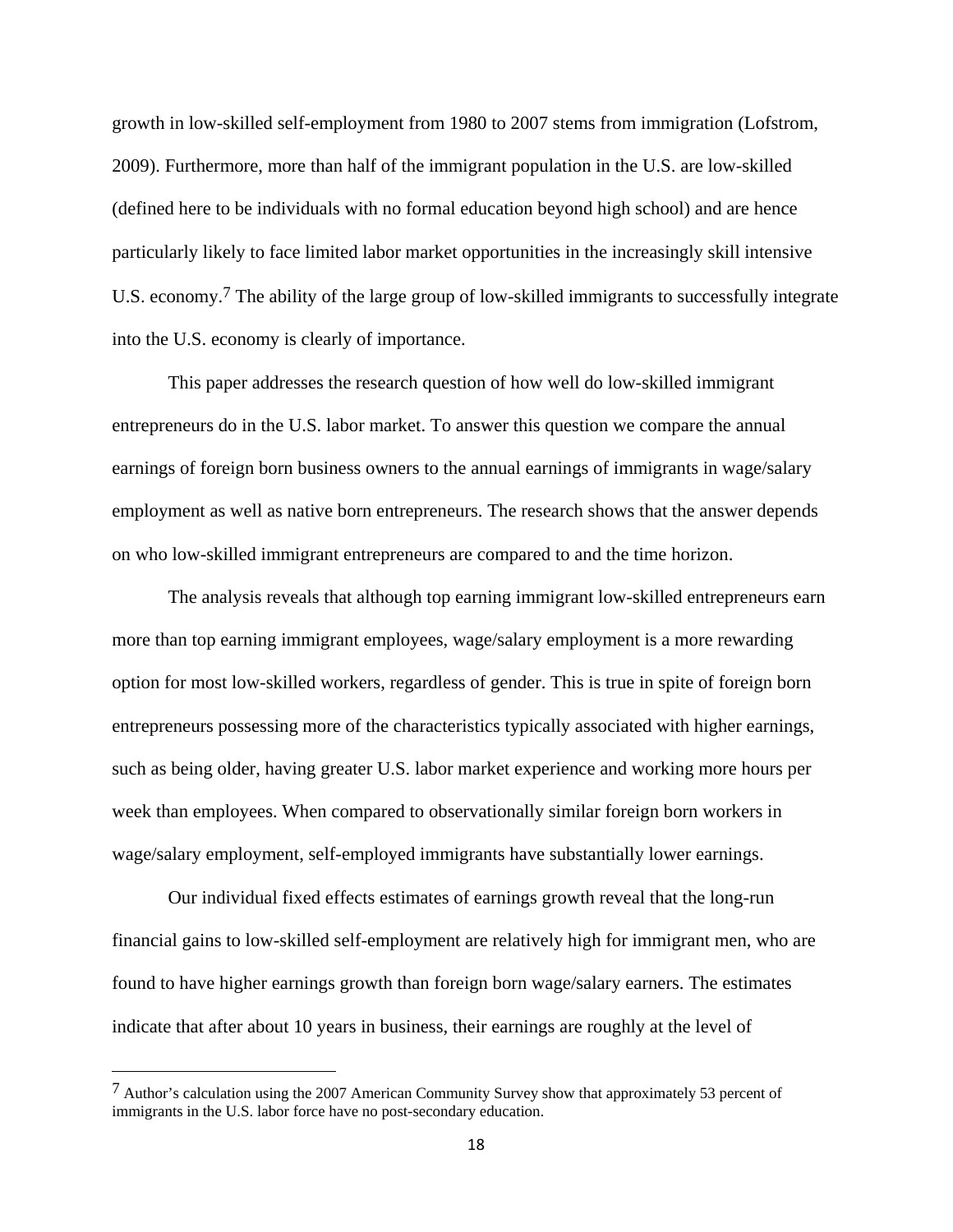growth in low-skilled self-employment from 1980 to 2007 stems from immigration (Lofstrom, 2009). Furthermore, more than half of the immigrant population in the U.S. are low-skilled (defined here to be individuals with no formal education beyond high school) and are hence particularly likely to face limited labor market opportunities in the increasingly skill intensive U.S. economy.[7] The ability of the large group of low-skilled immigrants to successfully integrate into the U.S. economy is clearly of importance.

This paper addresses the research question of how well do low-skilled immigrant entrepreneurs do in the U.S. labor market. To answer this question we compare the annual earnings of foreign born business owners to the annual earnings of immigrants in wage/salary employment as well as native born entrepreneurs. The research shows that the answer depends on who low-skilled immigrant entrepreneurs are compared to and the time horizon.

The analysis reveals that although top earning immigrant low-skilled entrepreneurs earn more than top earning immigrant employees, wage/salary employment is a more rewarding option for most low-skilled workers, regardless of gender. This is true in spite of foreign born entrepreneurs possessing more of the characteristics typically associated with higher earnings, such as being older, having greater U.S. labor market experience and working more hours per week than employees. When compared to observationally similar foreign born workers in wage/salary employment, self-employed immigrants have substantially lower earnings.

Our individual fixed effects estimates of earnings growth reveal that the long-run financial gains to low-skilled self-employment are relatively high for immigrant men, who are found to have higher earnings growth than foreign born wage/salary earners. The estimates indicate that after about 10 years in business, their earnings are roughly at the level of

[7] Author's calculation using the 2007 American Community Survey show that approximately 53 percent of immigrants in the U.S. labor force have no post-secondary education.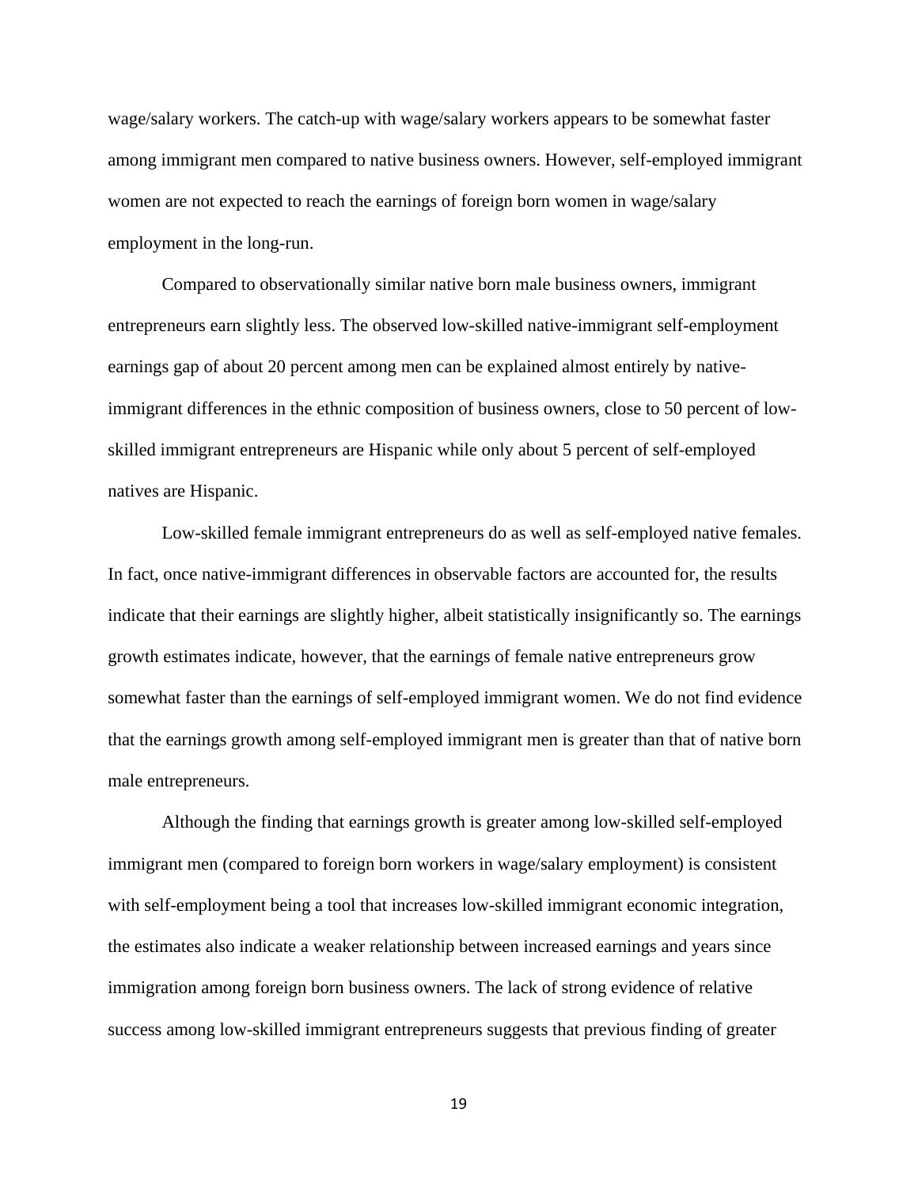wage/salary workers. The catch-up with wage/salary workers appears to be somewhat faster among immigrant men compared to native business owners. However, self-employed immigrant women are not expected to reach the earnings of foreign born women in wage/salary employment in the long-run.

Compared to observationally similar native born male business owners, immigrant entrepreneurs earn slightly less. The observed low-skilled native-immigrant self-employment earnings gap of about 20 percent among men can be explained almost entirely by native-immigrant differences in the ethnic composition of business owners, close to 50 percent of low-skilled immigrant entrepreneurs are Hispanic while only about 5 percent of self-employed natives are Hispanic.

Low-skilled female immigrant entrepreneurs do as well as self-employed native females. In fact, once native-immigrant differences in observable factors are accounted for, the results indicate that their earnings are slightly higher, albeit statistically insignificantly so. The earnings growth estimates indicate, however, that the earnings of female native entrepreneurs grow somewhat faster than the earnings of self-employed immigrant women. We do not find evidence that the earnings growth among self-employed immigrant men is greater than that of native born male entrepreneurs.

Although the finding that earnings growth is greater among low-skilled self-employed immigrant men (compared to foreign born workers in wage/salary employment) is consistent with self-employment being a tool that increases low-skilled immigrant economic integration, the estimates also indicate a weaker relationship between increased earnings and years since immigration among foreign born business owners. The lack of strong evidence of relative success among low-skilled immigrant entrepreneurs suggests that previous finding of greater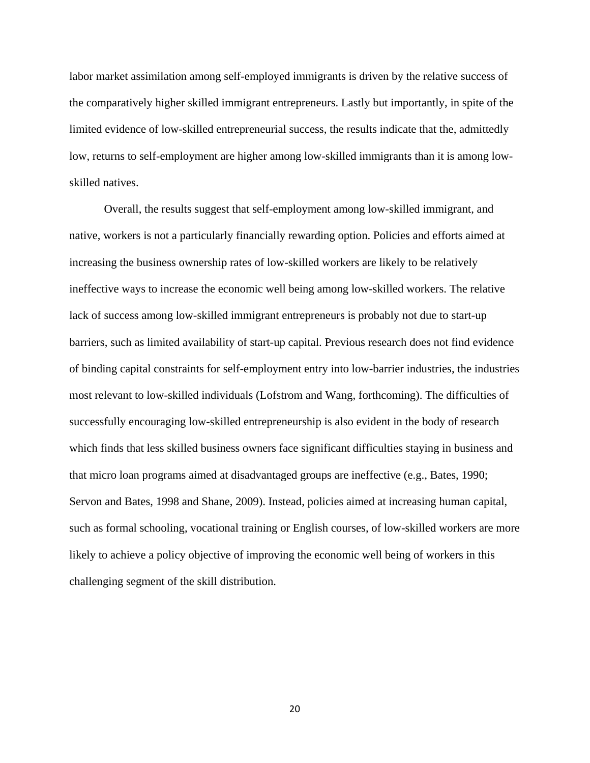labor market assimilation among self-employed immigrants is driven by the relative success of the comparatively higher skilled immigrant entrepreneurs. Lastly but importantly, in spite of the limited evidence of low-skilled entrepreneurial success, the results indicate that the, admittedly low, returns to self-employment are higher among low-skilled immigrants than it is among low-skilled natives.

Overall, the results suggest that self-employment among low-skilled immigrant, and native, workers is not a particularly financially rewarding option. Policies and efforts aimed at increasing the business ownership rates of low-skilled workers are likely to be relatively ineffective ways to increase the economic well being among low-skilled workers. The relative lack of success among low-skilled immigrant entrepreneurs is probably not due to start-up barriers, such as limited availability of start-up capital. Previous research does not find evidence of binding capital constraints for self-employment entry into low-barrier industries, the industries most relevant to low-skilled individuals (Lofstrom and Wang, forthcoming). The difficulties of successfully encouraging low-skilled entrepreneurship is also evident in the body of research which finds that less skilled business owners face significant difficulties staying in business and that micro loan programs aimed at disadvantaged groups are ineffective (e.g., Bates, 1990; Servon and Bates, 1998 and Shane, 2009). Instead, policies aimed at increasing human capital, such as formal schooling, vocational training or English courses, of low-skilled workers are more likely to achieve a policy objective of improving the economic well being of workers in this challenging segment of the skill distribution.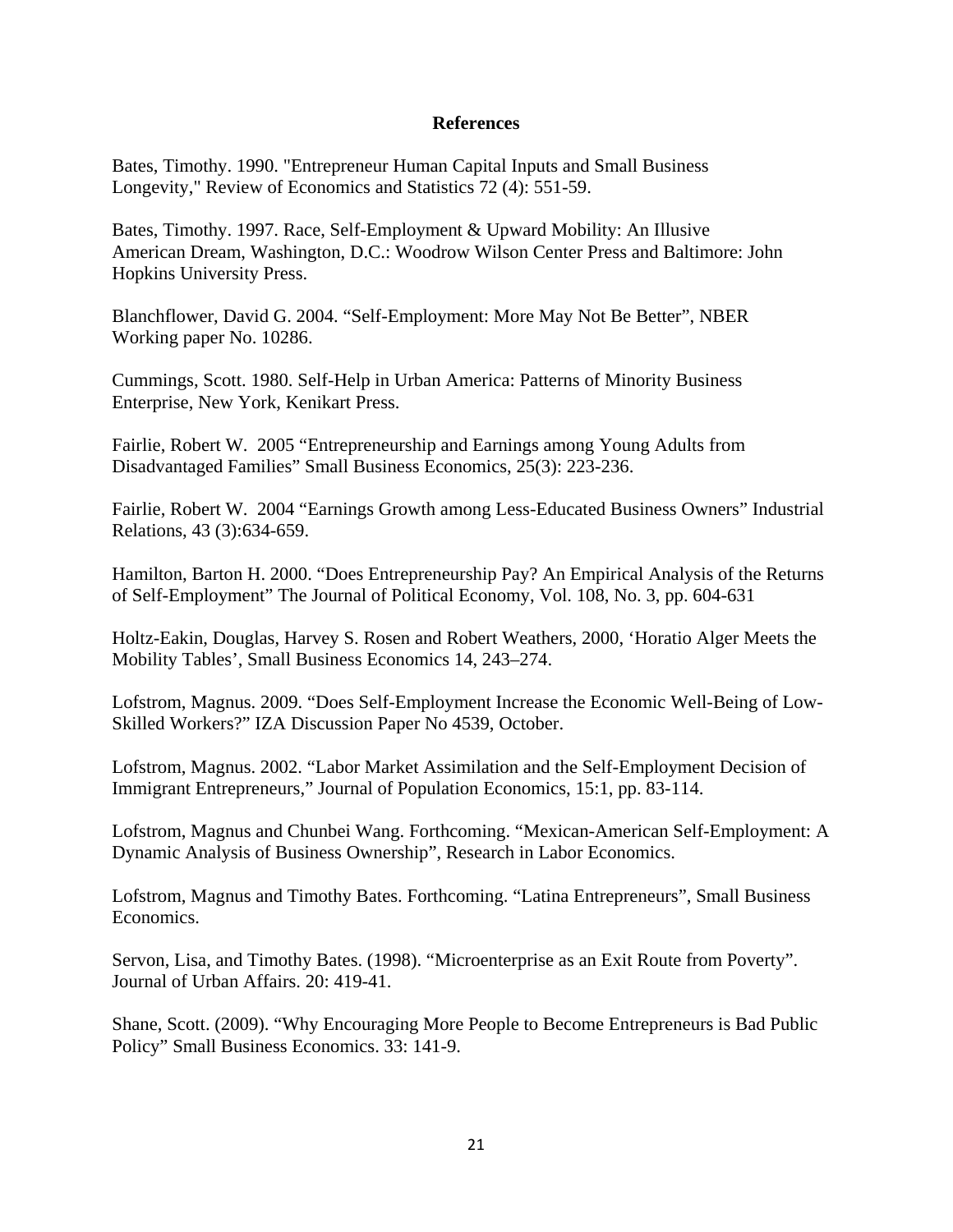# References

Bates, Timothy. 1990. "Entrepreneur Human Capital Inputs and Small Business Longevity," Review of Economics and Statistics 72 (4): 551-59.

Bates, Timothy. 1997. Race, Self-Employment & Upward Mobility: An Illusive American Dream, Washington, D.C.: Woodrow Wilson Center Press and Baltimore: John Hopkins University Press.

Blanchflower, David G. 2004. "Self-Employment: More May Not Be Better", NBER Working paper No. 10286.

Cummings, Scott. 1980. Self-Help in Urban America: Patterns of Minority Business Enterprise, New York, Kenikart Press.

Fairlie, Robert W. 2005 "Entrepreneurship and Earnings among Young Adults from Disadvantaged Families" Small Business Economics, 25(3): 223-236.

Fairlie, Robert W. 2004 "Earnings Growth among Less-Educated Business Owners" Industrial Relations, 43 (3):634-659.

Hamilton, Barton H. 2000. "Does Entrepreneurship Pay? An Empirical Analysis of the Returns of Self-Employment" The Journal of Political Economy, Vol. 108, No. 3, pp. 604-631

Holtz-Eakin, Douglas, Harvey S. Rosen and Robert Weathers, 2000, 'Horatio Alger Meets the Mobility Tables', Small Business Economics 14, 243–274.

Lofstrom, Magnus. 2009. "Does Self-Employment Increase the Economic Well-Being of Low-Skilled Workers?" IZA Discussion Paper No 4539, October.

Lofstrom, Magnus. 2002. "Labor Market Assimilation and the Self-Employment Decision of Immigrant Entrepreneurs," Journal of Population Economics, 15:1, pp. 83-114.

Lofstrom, Magnus and Chunbei Wang. Forthcoming. "Mexican-American Self-Employment: A Dynamic Analysis of Business Ownership", Research in Labor Economics.

Lofstrom, Magnus and Timothy Bates. Forthcoming. "Latina Entrepreneurs", Small Business Economics.

Servon, Lisa, and Timothy Bates. (1998). "Microenterprise as an Exit Route from Poverty". Journal of Urban Affairs. 20: 419-41.

Shane, Scott. (2009). "Why Encouraging More People to Become Entrepreneurs is Bad Public Policy" Small Business Economics. 33: 141-9.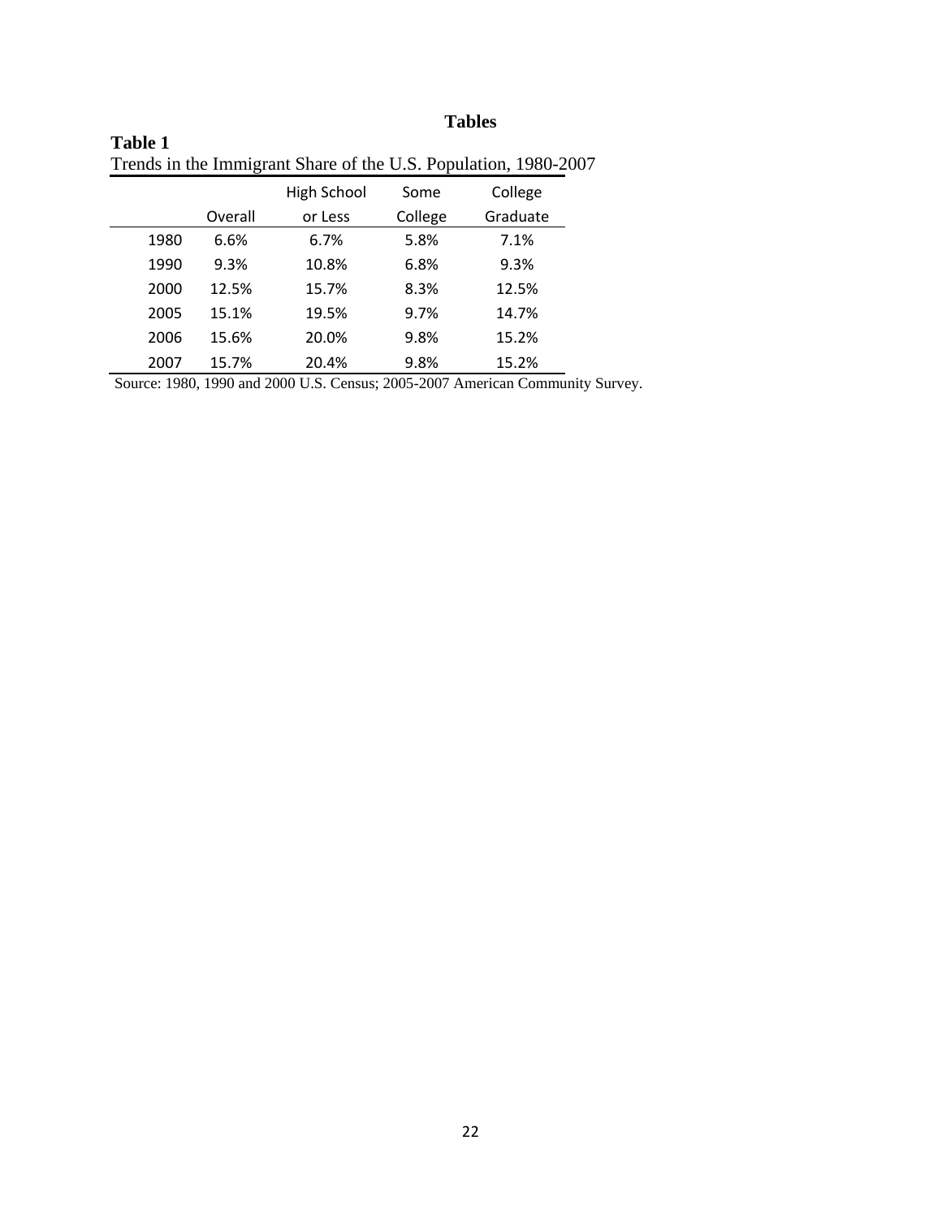# Tables

**Table 1**
Trends in the Immigrant Share of the U.S. Population, 1980-2007

| | Overall | High School or Less | Some College | College Graduate |
|---|---|---|---|---|
| 1980 | 6.6% | 6.7% | 5.8% | 7.1% |
| 1990 | 9.3% | 10.8% | 6.8% | 9.3% |
| 2000 | 12.5% | 15.7% | 8.3% | 12.5% |
| 2005 | 15.1% | 19.5% | 9.7% | 14.7% |
| 2006 | 15.6% | 20.0% | 9.8% | 15.2% |
| 2007 | 15.7% | 20.4% | 9.8% | 15.2% |

Source: 1980, 1990 and 2000 U.S. Census; 2005-2007 American Community Survey.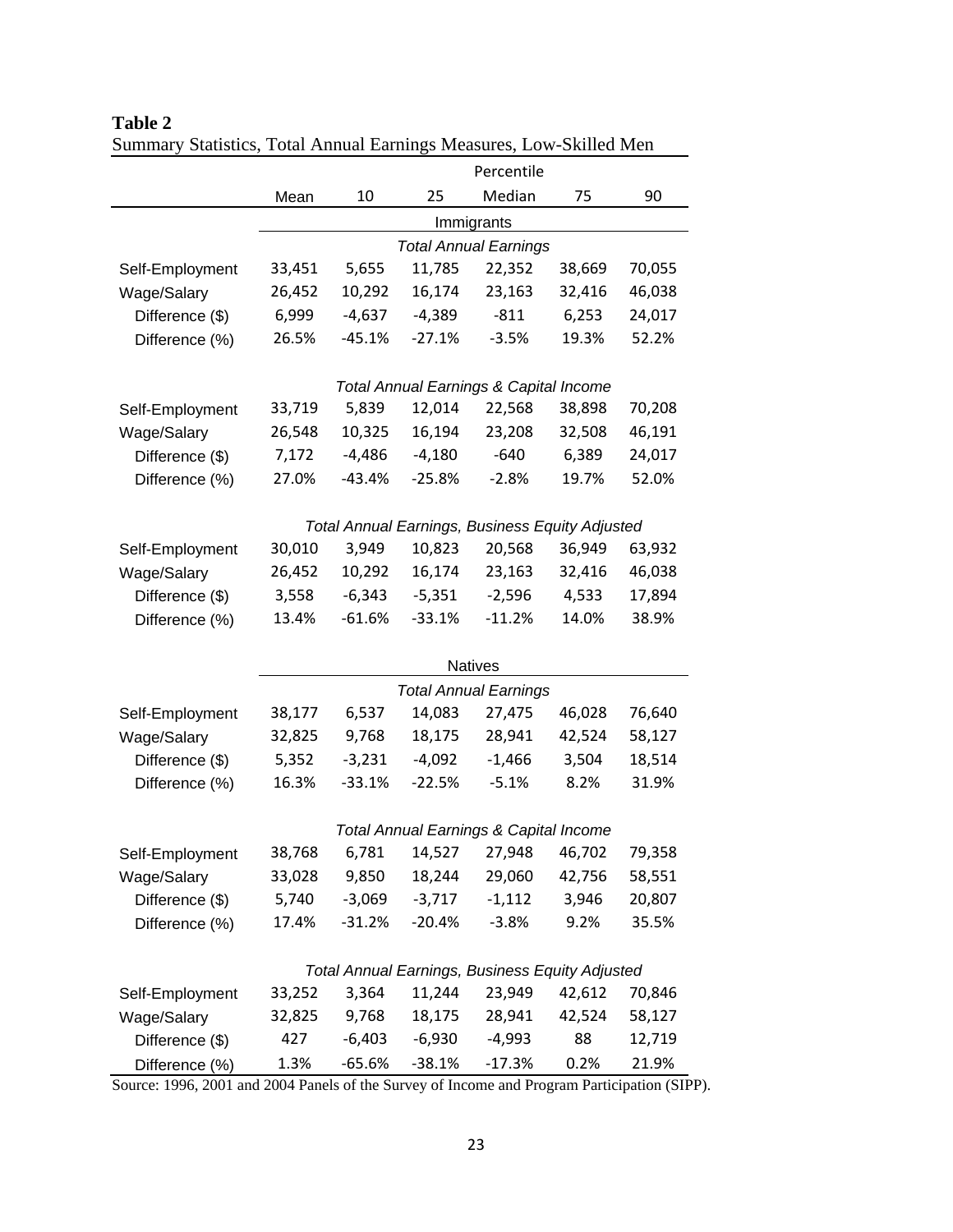**Table 2**

Summary Statistics, Total Annual Earnings Measures, Low-Skilled Men

| | | Percentile | | | | |
|---|---|---|---|---|---|---|
| | Mean | 10 | 25 | Median | 75 | 90 |
| | | | Immigrants | | | |
| | | | *Total Annual Earnings* | | | |
| Self-Employment | 33,451 | 5,655 | 11,785 | 22,352 | 38,669 | 70,055 |
| Wage/Salary | 26,452 | 10,292 | 16,174 | 23,163 | 32,416 | 46,038 |
| Difference ($) | 6,999 | -4,637 | -4,389 | -811 | 6,253 | 24,017 |
| Difference (%) | 26.5% | -45.1% | -27.1% | -3.5% | 19.3% | 52.2% |
| | | | *Total Annual Earnings & Capital Income* | | | |
| Self-Employment | 33,719 | 5,839 | 12,014 | 22,568 | 38,898 | 70,208 |
| Wage/Salary | 26,548 | 10,325 | 16,194 | 23,208 | 32,508 | 46,191 |
| Difference ($) | 7,172 | -4,486 | -4,180 | -640 | 6,389 | 24,017 |
| Difference (%) | 27.0% | -43.4% | -25.8% | -2.8% | 19.7% | 52.0% |
| | | | *Total Annual Earnings, Business Equity Adjusted* | | | |
| Self-Employment | 30,010 | 3,949 | 10,823 | 20,568 | 36,949 | 63,932 |
| Wage/Salary | 26,452 | 10,292 | 16,174 | 23,163 | 32,416 | 46,038 |
| Difference ($) | 3,558 | -6,343 | -5,351 | -2,596 | 4,533 | 17,894 |
| Difference (%) | 13.4% | -61.6% | -33.1% | -11.2% | 14.0% | 38.9% |
| | | | Natives | | | |
| | | | *Total Annual Earnings* | | | |
| Self-Employment | 38,177 | 6,537 | 14,083 | 27,475 | 46,028 | 76,640 |
| Wage/Salary | 32,825 | 9,768 | 18,175 | 28,941 | 42,524 | 58,127 |
| Difference ($) | 5,352 | -3,231 | -4,092 | -1,466 | 3,504 | 18,514 |
| Difference (%) | 16.3% | -33.1% | -22.5% | -5.1% | 8.2% | 31.9% |
| | | | *Total Annual Earnings & Capital Income* | | | |
| Self-Employment | 38,768 | 6,781 | 14,527 | 27,948 | 46,702 | 79,358 |
| Wage/Salary | 33,028 | 9,850 | 18,244 | 29,060 | 42,756 | 58,551 |
| Difference ($) | 5,740 | -3,069 | -3,717 | -1,112 | 3,946 | 20,807 |
| Difference (%) | 17.4% | -31.2% | -20.4% | -3.8% | 9.2% | 35.5% |
| | | | *Total Annual Earnings, Business Equity Adjusted* | | | |
| Self-Employment | 33,252 | 3,364 | 11,244 | 23,949 | 42,612 | 70,846 |
| Wage/Salary | 32,825 | 9,768 | 18,175 | 28,941 | 42,524 | 58,127 |
| Difference ($) | 427 | -6,403 | -6,930 | -4,993 | 88 | 12,719 |
| Difference (%) | 1.3% | -65.6% | -38.1% | -17.3% | 0.2% | 21.9% |

Source: 1996, 2001 and 2004 Panels of the Survey of Income and Program Participation (SIPP).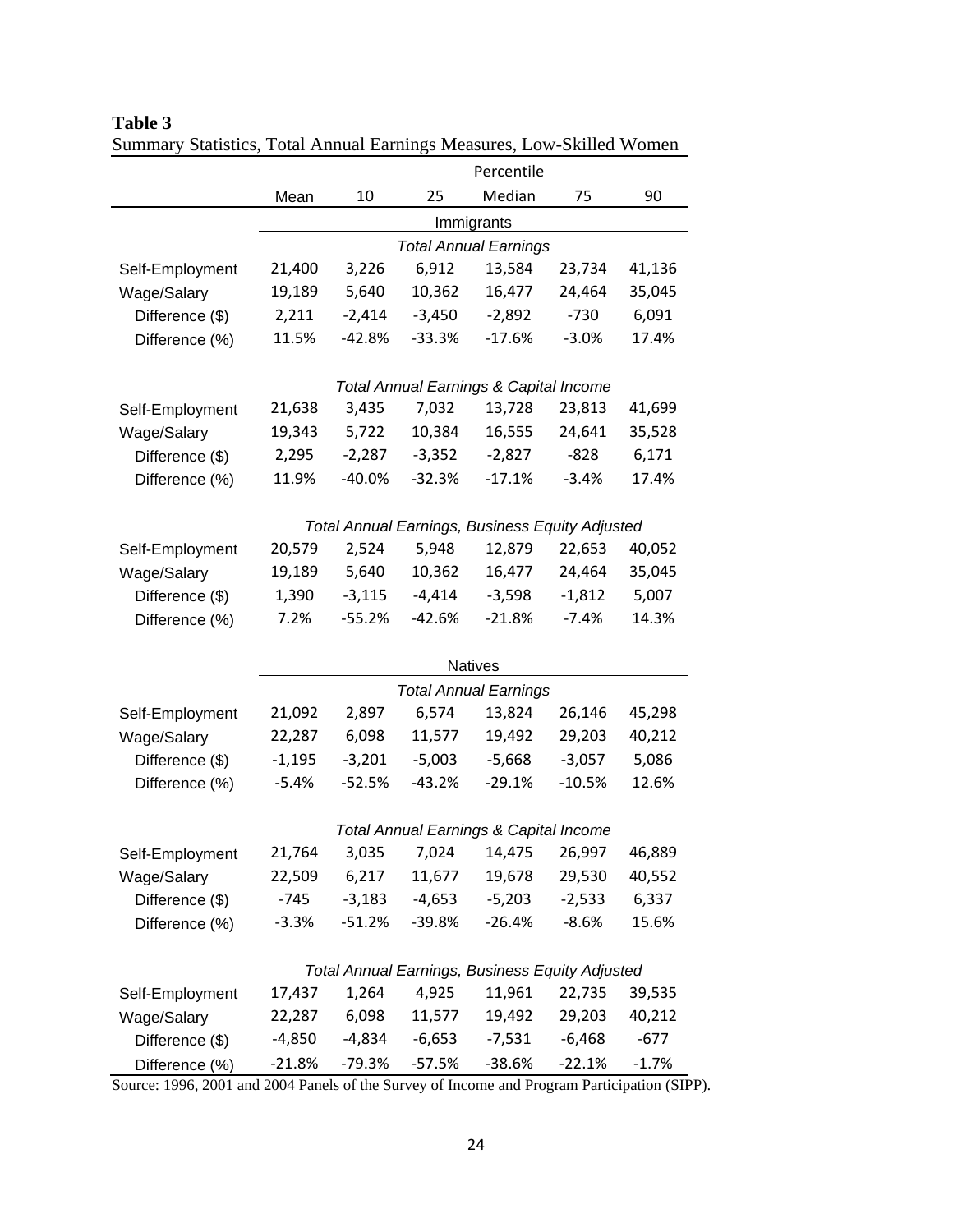**Table 3**
Summary Statistics, Total Annual Earnings Measures, Low-Skilled Women

| | | Percentile | | | | |
|---|---|---|---|---|---|---|
| | Mean | 10 | 25 | Median | 75 | 90 |
| | | | | **Immigrants** | | |
| | | | | *Total Annual Earnings* | | |
| Self-Employment | 21,400 | 3,226 | 6,912 | 13,584 | 23,734 | 41,136 |
| Wage/Salary | 19,189 | 5,640 | 10,362 | 16,477 | 24,464 | 35,045 |
| Difference ($) | 2,211 | -2,414 | -3,450 | -2,892 | -730 | 6,091 |
| Difference (%) | 11.5% | -42.8% | -33.3% | -17.6% | -3.0% | 17.4% |
| | | | | *Total Annual Earnings & Capital Income* | | |
| Self-Employment | 21,638 | 3,435 | 7,032 | 13,728 | 23,813 | 41,699 |
| Wage/Salary | 19,343 | 5,722 | 10,384 | 16,555 | 24,641 | 35,528 |
| Difference ($) | 2,295 | -2,287 | -3,352 | -2,827 | -828 | 6,171 |
| Difference (%) | 11.9% | -40.0% | -32.3% | -17.1% | -3.4% | 17.4% |
| | | | | *Total Annual Earnings, Business Equity Adjusted* | | |
| Self-Employment | 20,579 | 2,524 | 5,948 | 12,879 | 22,653 | 40,052 |
| Wage/Salary | 19,189 | 5,640 | 10,362 | 16,477 | 24,464 | 35,045 |
| Difference ($) | 1,390 | -3,115 | -4,414 | -3,598 | -1,812 | 5,007 |
| Difference (%) | 7.2% | -55.2% | -42.6% | -21.8% | -7.4% | 14.3% |
| | | | | **Natives** | | |
| | | | | *Total Annual Earnings* | | |
| Self-Employment | 21,092 | 2,897 | 6,574 | 13,824 | 26,146 | 45,298 |
| Wage/Salary | 22,287 | 6,098 | 11,577 | 19,492 | 29,203 | 40,212 |
| Difference ($) | -1,195 | -3,201 | -5,003 | -5,668 | -3,057 | 5,086 |
| Difference (%) | -5.4% | -52.5% | -43.2% | -29.1% | -10.5% | 12.6% |
| | | | | *Total Annual Earnings & Capital Income* | | |
| Self-Employment | 21,764 | 3,035 | 7,024 | 14,475 | 26,997 | 46,889 |
| Wage/Salary | 22,509 | 6,217 | 11,677 | 19,678 | 29,530 | 40,552 |
| Difference ($) | -745 | -3,183 | -4,653 | -5,203 | -2,533 | 6,337 |
| Difference (%) | -3.3% | -51.2% | -39.8% | -26.4% | -8.6% | 15.6% |
| | | | | *Total Annual Earnings, Business Equity Adjusted* | | |
| Self-Employment | 17,437 | 1,264 | 4,925 | 11,961 | 22,735 | 39,535 |
| Wage/Salary | 22,287 | 6,098 | 11,577 | 19,492 | 29,203 | 40,212 |
| Difference ($) | -4,850 | -4,834 | -6,653 | -7,531 | -6,468 | -677 |
| Difference (%) | -21.8% | -79.3% | -57.5% | -38.6% | -22.1% | -1.7% |

Source: 1996, 2001 and 2004 Panels of the Survey of Income and Program Participation (SIPP).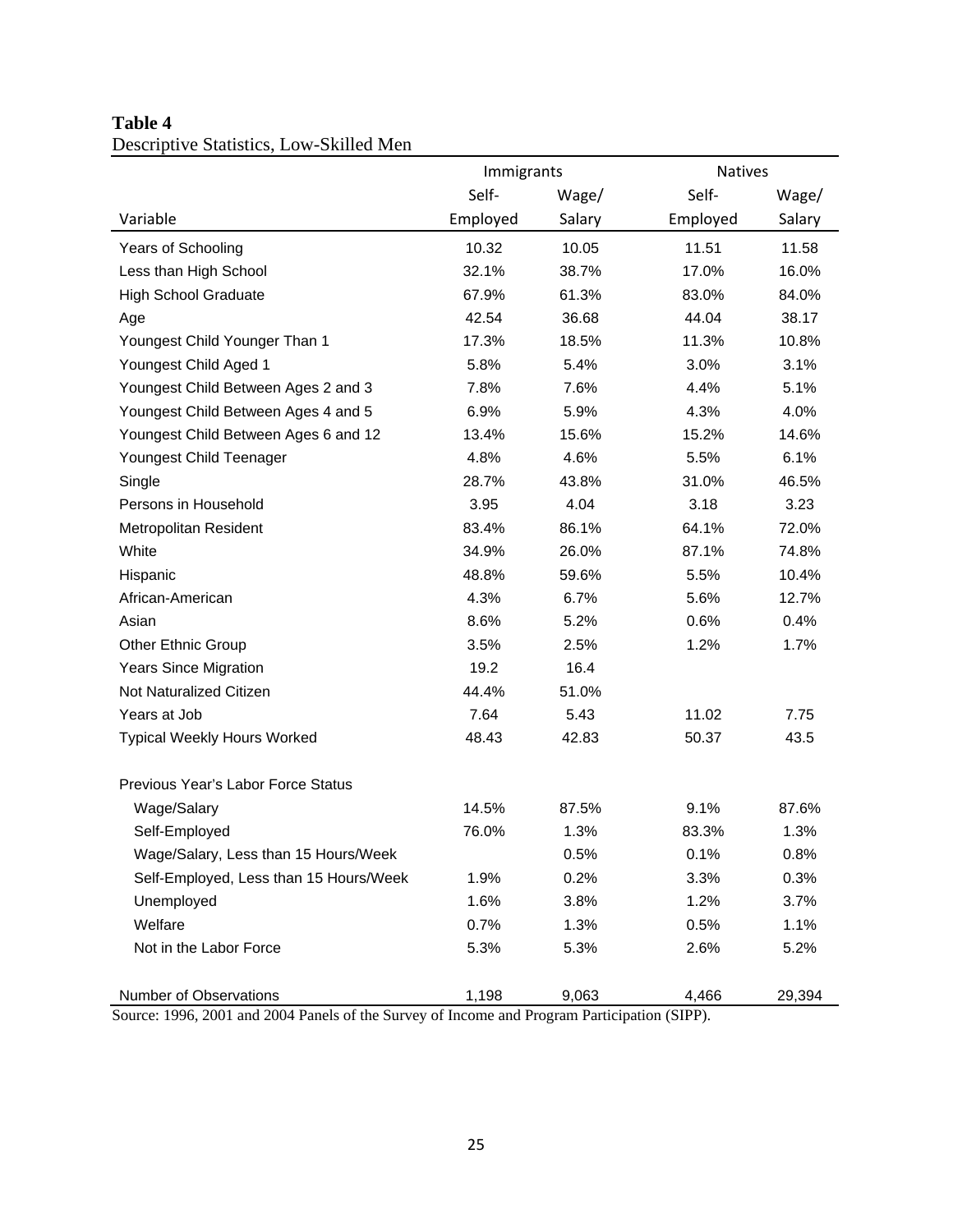**Table 4**
Descriptive Statistics, Low-Skilled Men

| Variable | Immigrants Self-Employed | Immigrants Wage/Salary | Natives Self-Employed | Natives Wage/Salary |
|---|---|---|---|---|
| Years of Schooling | 10.32 | 10.05 | 11.51 | 11.58 |
| Less than High School | 32.1% | 38.7% | 17.0% | 16.0% |
| High School Graduate | 67.9% | 61.3% | 83.0% | 84.0% |
| Age | 42.54 | 36.68 | 44.04 | 38.17 |
| Youngest Child Younger Than 1 | 17.3% | 18.5% | 11.3% | 10.8% |
| Youngest Child Aged 1 | 5.8% | 5.4% | 3.0% | 3.1% |
| Youngest Child Between Ages 2 and 3 | 7.8% | 7.6% | 4.4% | 5.1% |
| Youngest Child Between Ages 4 and 5 | 6.9% | 5.9% | 4.3% | 4.0% |
| Youngest Child Between Ages 6 and 12 | 13.4% | 15.6% | 15.2% | 14.6% |
| Youngest Child Teenager | 4.8% | 4.6% | 5.5% | 6.1% |
| Single | 28.7% | 43.8% | 31.0% | 46.5% |
| Persons in Household | 3.95 | 4.04 | 3.18 | 3.23 |
| Metropolitan Resident | 83.4% | 86.1% | 64.1% | 72.0% |
| White | 34.9% | 26.0% | 87.1% | 74.8% |
| Hispanic | 48.8% | 59.6% | 5.5% | 10.4% |
| African-American | 4.3% | 6.7% | 5.6% | 12.7% |
| Asian | 8.6% | 5.2% | 0.6% | 0.4% |
| Other Ethnic Group | 3.5% | 2.5% | 1.2% | 1.7% |
| Years Since Migration | 19.2 | 16.4 | | |
| Not Naturalized Citizen | 44.4% | 51.0% | | |
| Years at Job | 7.64 | 5.43 | 11.02 | 7.75 |
| Typical Weekly Hours Worked | 48.43 | 42.83 | 50.37 | 43.5 |
| | | | | |
| Previous Year's Labor Force Status | | | | |
| Wage/Salary | 14.5% | 87.5% | 9.1% | 87.6% |
| Self-Employed | 76.0% | 1.3% | 83.3% | 1.3% |
| Wage/Salary, Less than 15 Hours/Week | | 0.5% | 0.1% | 0.8% |
| Self-Employed, Less than 15 Hours/Week | 1.9% | 0.2% | 3.3% | 0.3% |
| Unemployed | 1.6% | 3.8% | 1.2% | 3.7% |
| Welfare | 0.7% | 1.3% | 0.5% | 1.1% |
| Not in the Labor Force | 5.3% | 5.3% | 2.6% | 5.2% |
| | | | | |
| Number of Observations | 1,198 | 9,063 | 4,466 | 29,394 |

Source: 1996, 2001 and 2004 Panels of the Survey of Income and Program Participation (SIPP).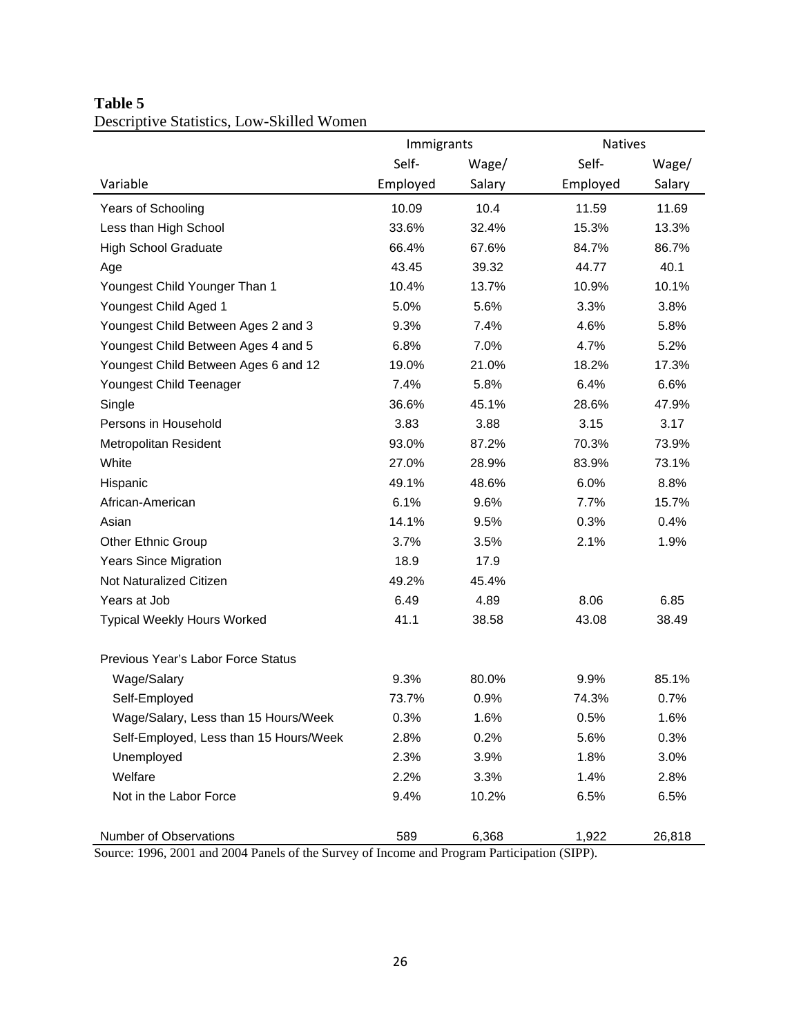**Table 5**
Descriptive Statistics, Low-Skilled Women

| | Immigrants | | Natives | |
|---|---|---|---|---|
| Variable | Self-Employed | Wage/Salary | Self-Employed | Wage/Salary |
| Years of Schooling | 10.09 | 10.4 | 11.59 | 11.69 |
| Less than High School | 33.6% | 32.4% | 15.3% | 13.3% |
| High School Graduate | 66.4% | 67.6% | 84.7% | 86.7% |
| Age | 43.45 | 39.32 | 44.77 | 40.1 |
| Youngest Child Younger Than 1 | 10.4% | 13.7% | 10.9% | 10.1% |
| Youngest Child Aged 1 | 5.0% | 5.6% | 3.3% | 3.8% |
| Youngest Child Between Ages 2 and 3 | 9.3% | 7.4% | 4.6% | 5.8% |
| Youngest Child Between Ages 4 and 5 | 6.8% | 7.0% | 4.7% | 5.2% |
| Youngest Child Between Ages 6 and 12 | 19.0% | 21.0% | 18.2% | 17.3% |
| Youngest Child Teenager | 7.4% | 5.8% | 6.4% | 6.6% |
| Single | 36.6% | 45.1% | 28.6% | 47.9% |
| Persons in Household | 3.83 | 3.88 | 3.15 | 3.17 |
| Metropolitan Resident | 93.0% | 87.2% | 70.3% | 73.9% |
| White | 27.0% | 28.9% | 83.9% | 73.1% |
| Hispanic | 49.1% | 48.6% | 6.0% | 8.8% |
| African-American | 6.1% | 9.6% | 7.7% | 15.7% |
| Asian | 14.1% | 9.5% | 0.3% | 0.4% |
| Other Ethnic Group | 3.7% | 3.5% | 2.1% | 1.9% |
| Years Since Migration | 18.9 | 17.9 | | |
| Not Naturalized Citizen | 49.2% | 45.4% | | |
| Years at Job | 6.49 | 4.89 | 8.06 | 6.85 |
| Typical Weekly Hours Worked | 41.1 | 38.58 | 43.08 | 38.49 |
| | | | | |
| Previous Year's Labor Force Status | | | | |
| Wage/Salary | 9.3% | 80.0% | 9.9% | 85.1% |
| Self-Employed | 73.7% | 0.9% | 74.3% | 0.7% |
| Wage/Salary, Less than 15 Hours/Week | 0.3% | 1.6% | 0.5% | 1.6% |
| Self-Employed, Less than 15 Hours/Week | 2.8% | 0.2% | 5.6% | 0.3% |
| Unemployed | 2.3% | 3.9% | 1.8% | 3.0% |
| Welfare | 2.2% | 3.3% | 1.4% | 2.8% |
| Not in the Labor Force | 9.4% | 10.2% | 6.5% | 6.5% |
| | | | | |
| Number of Observations | 589 | 6,368 | 1,922 | 26,818 |

Source: 1996, 2001 and 2004 Panels of the Survey of Income and Program Participation (SIPP).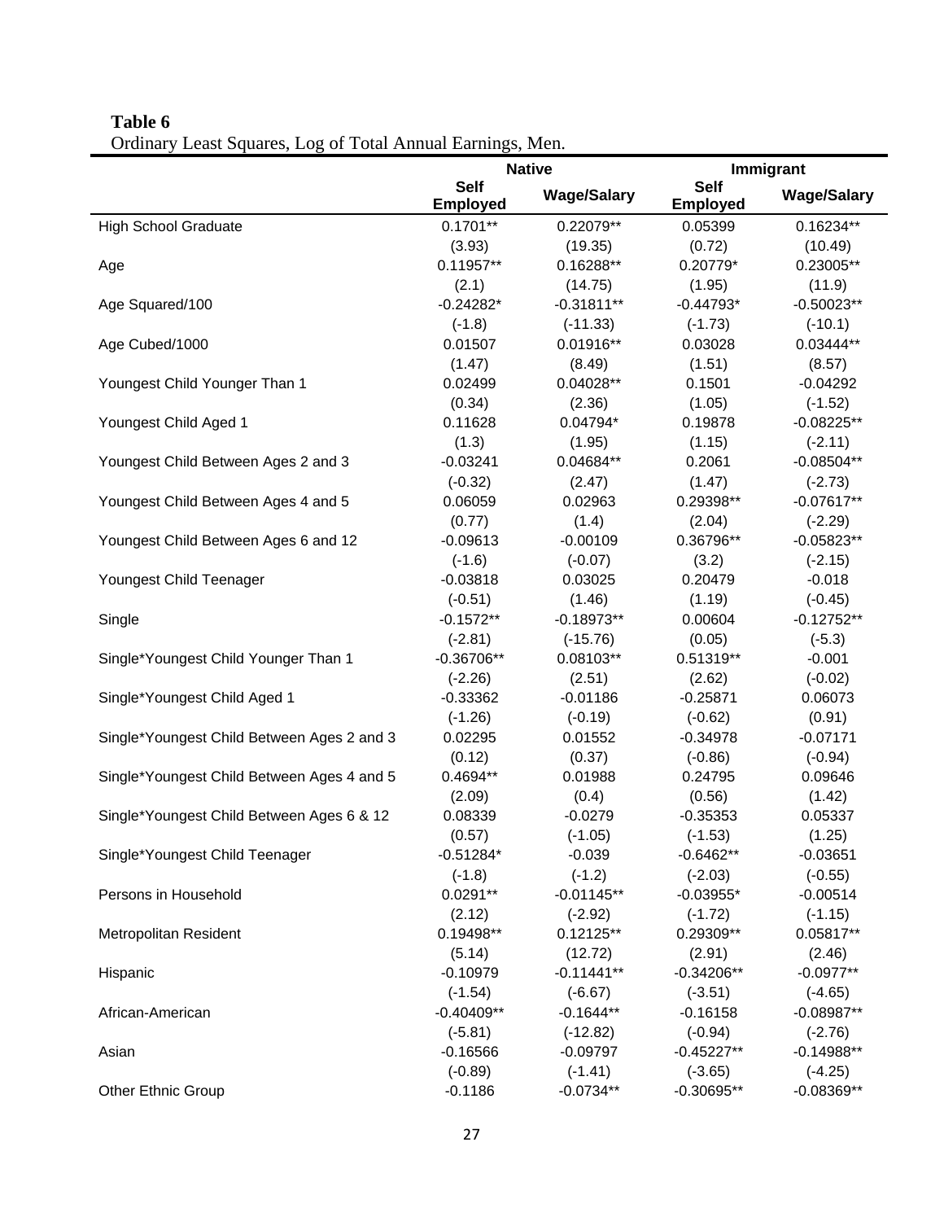**Table 6**
Ordinary Least Squares, Log of Total Annual Earnings, Men.

| | Native | | Immigrant | |
|---|---|---|---|---|
| | Self Employed | Wage/Salary | Self Employed | Wage/Salary |
| High School Graduate | 0.1701** | 0.22079** | 0.05399 | 0.16234** |
| | (3.93) | (19.35) | (0.72) | (10.49) |
| Age | 0.11957** | 0.16288** | 0.20779* | 0.23005** |
| | (2.1) | (14.75) | (1.95) | (11.9) |
| Age Squared/100 | -0.24282* | -0.31811** | -0.44793* | -0.50023** |
| | (-1.8) | (-11.33) | (-1.73) | (-10.1) |
| Age Cubed/1000 | 0.01507 | 0.01916** | 0.03028 | 0.03444** |
| | (1.47) | (8.49) | (1.51) | (8.57) |
| Youngest Child Younger Than 1 | 0.02499 | 0.04028** | 0.1501 | -0.04292 |
| | (0.34) | (2.36) | (1.05) | (-1.52) |
| Youngest Child Aged 1 | 0.11628 | 0.04794* | 0.19878 | -0.08225** |
| | (1.3) | (1.95) | (1.15) | (-2.11) |
| Youngest Child Between Ages 2 and 3 | -0.03241 | 0.04684** | 0.2061 | -0.08504** |
| | (-0.32) | (2.47) | (1.47) | (-2.73) |
| Youngest Child Between Ages 4 and 5 | 0.06059 | 0.02963 | 0.29398** | -0.07617** |
| | (0.77) | (1.4) | (2.04) | (-2.29) |
| Youngest Child Between Ages 6 and 12 | -0.09613 | -0.00109 | 0.36796** | -0.05823** |
| | (-1.6) | (-0.07) | (3.2) | (-2.15) |
| Youngest Child Teenager | -0.03818 | 0.03025 | 0.20479 | -0.018 |
| | (-0.51) | (1.46) | (1.19) | (-0.45) |
| Single | -0.1572** | -0.18973** | 0.00604 | -0.12752** |
| | (-2.81) | (-15.76) | (0.05) | (-5.3) |
| Single*Youngest Child Younger Than 1 | -0.36706** | 0.08103** | 0.51319** | -0.001 |
| | (-2.26) | (2.51) | (2.62) | (-0.02) |
| Single*Youngest Child Aged 1 | -0.33362 | -0.01186 | -0.25871 | 0.06073 |
| | (-1.26) | (-0.19) | (-0.62) | (0.91) |
| Single*Youngest Child Between Ages 2 and 3 | 0.02295 | 0.01552 | -0.34978 | -0.07171 |
| | (0.12) | (0.37) | (-0.86) | (-0.94) |
| Single*Youngest Child Between Ages 4 and 5 | 0.4694** | 0.01988 | 0.24795 | 0.09646 |
| | (2.09) | (0.4) | (0.56) | (1.42) |
| Single*Youngest Child Between Ages 6 & 12 | 0.08339 | -0.0279 | -0.35353 | 0.05337 |
| | (0.57) | (-1.05) | (-1.53) | (1.25) |
| Single*Youngest Child Teenager | -0.51284* | -0.039 | -0.6462** | -0.03651 |
| | (-1.8) | (-1.2) | (-2.03) | (-0.55) |
| Persons in Household | 0.0291** | -0.01145** | -0.03955* | -0.00514 |
| | (2.12) | (-2.92) | (-1.72) | (-1.15) |
| Metropolitan Resident | 0.19498** | 0.12125** | 0.29309** | 0.05817** |
| | (5.14) | (12.72) | (2.91) | (2.46) |
| Hispanic | -0.10979 | -0.11441** | -0.34206** | -0.0977** |
| | (-1.54) | (-6.67) | (-3.51) | (-4.65) |
| African-American | -0.40409** | -0.1644** | -0.16158 | -0.08987** |
| | (-5.81) | (-12.82) | (-0.94) | (-2.76) |
| Asian | -0.16566 | -0.09797 | -0.45227** | -0.14988** |
| | (-0.89) | (-1.41) | (-3.65) | (-4.25) |
| Other Ethnic Group | -0.1186 | -0.0734** | -0.30695** | -0.08369** |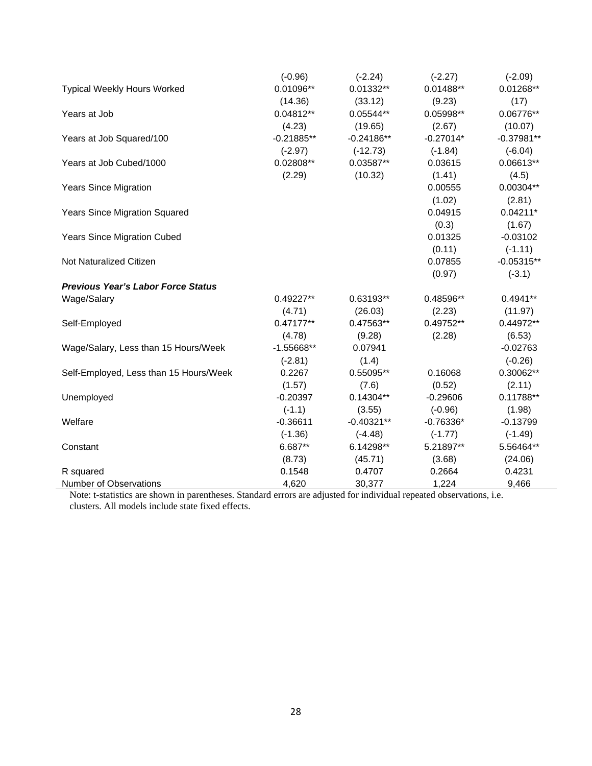| | | | | |
|---|---|---|---|---|
| | (-0.96) | (-2.24) | (-2.27) | (-2.09) |
| Typical Weekly Hours Worked | 0.01096** | 0.01332** | 0.01488** | 0.01268** |
| | (14.36) | (33.12) | (9.23) | (17) |
| Years at Job | 0.04812** | 0.05544** | 0.05998** | 0.06776** |
| | (4.23) | (19.65) | (2.67) | (10.07) |
| Years at Job Squared/100 | -0.21885** | -0.24186** | -0.27014* | -0.37981** |
| | (-2.97) | (-12.73) | (-1.84) | (-6.04) |
| Years at Job Cubed/1000 | 0.02808** | 0.03587** | 0.03615 | 0.06613** |
| | (2.29) | (10.32) | (1.41) | (4.5) |
| Years Since Migration | | | 0.00555 | 0.00304** |
| | | | (1.02) | (2.81) |
| Years Since Migration Squared | | | 0.04915 | 0.04211* |
| | | | (0.3) | (1.67) |
| Years Since Migration Cubed | | | 0.01325 | -0.03102 |
| | | | (0.11) | (-1.11) |
| Not Naturalized Citizen | | | 0.07855 | -0.05315** |
| | | | (0.97) | (-3.1) |
| ***Previous Year's Labor Force Status*** | | | | |
| Wage/Salary | 0.49227** | 0.63193** | 0.48596** | 0.4941** |
| | (4.71) | (26.03) | (2.23) | (11.97) |
| Self-Employed | 0.47177** | 0.47563** | 0.49752** | 0.44972** |
| | (4.78) | (9.28) | (2.28) | (6.53) |
| Wage/Salary, Less than 15 Hours/Week | -1.55668** | 0.07941 | | -0.02763 |
| | (-2.81) | (1.4) | | (-0.26) |
| Self-Employed, Less than 15 Hours/Week | 0.2267 | 0.55095** | 0.16068 | 0.30062** |
| | (1.57) | (7.6) | (0.52) | (2.11) |
| Unemployed | -0.20397 | 0.14304** | -0.29606 | 0.11788** |
| | (-1.1) | (3.55) | (-0.96) | (1.98) |
| Welfare | -0.36611 | -0.40321** | -0.76336* | -0.13799 |
| | (-1.36) | (-4.48) | (-1.77) | (-1.49) |
| Constant | 6.687** | 6.14298** | 5.21897** | 5.56464** |
| | (8.73) | (45.71) | (3.68) | (24.06) |
| R squared | 0.1548 | 0.4707 | 0.2664 | 0.4231 |
| Number of Observations | 4,620 | 30,377 | 1,224 | 9,466 |

Note: t-statistics are shown in parentheses. Standard errors are adjusted for individual repeated observations, i.e. clusters. All models include state fixed effects.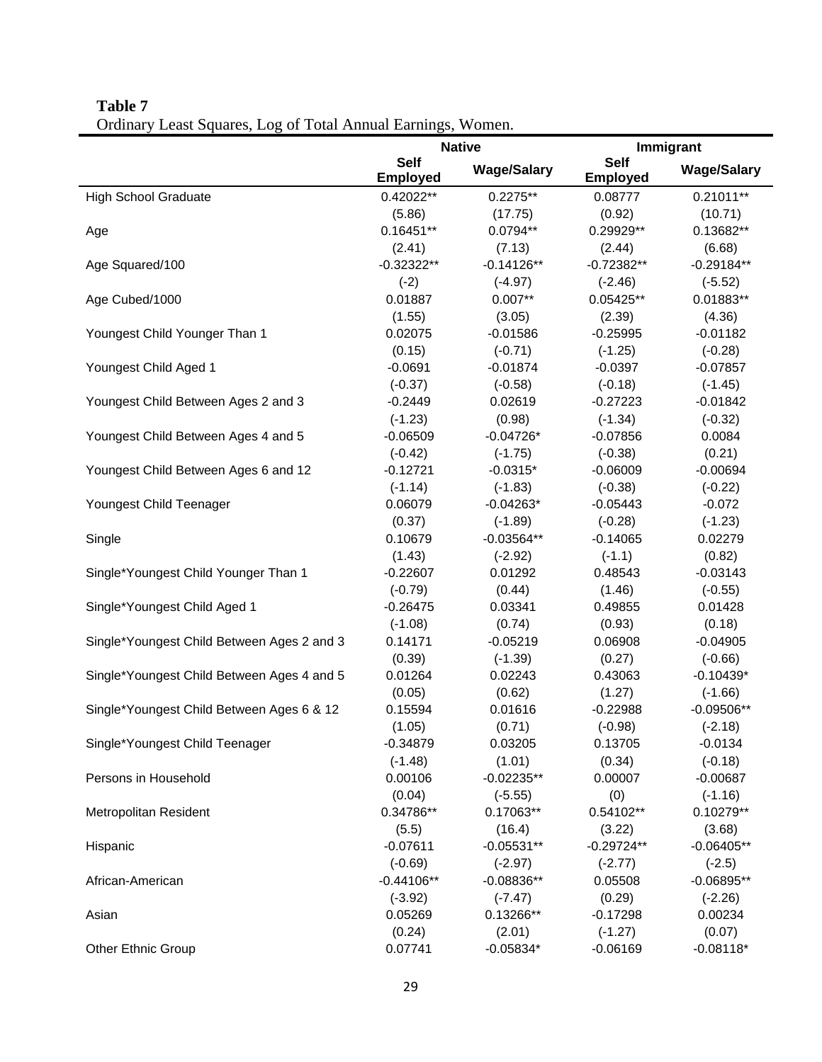**Table 7**
Ordinary Least Squares, Log of Total Annual Earnings, Women.

| | Native | | Immigrant | |
|---|---|---|---|---|
| | Self Employed | Wage/Salary | Self Employed | Wage/Salary |
| High School Graduate | 0.42022** | 0.2275** | 0.08777 | 0.21011** |
| | (5.86) | (17.75) | (0.92) | (10.71) |
| Age | 0.16451** | 0.0794** | 0.29929** | 0.13682** |
| | (2.41) | (7.13) | (2.44) | (6.68) |
| Age Squared/100 | -0.32322** | -0.14126** | -0.72382** | -0.29184** |
| | (-2) | (-4.97) | (-2.46) | (-5.52) |
| Age Cubed/1000 | 0.01887 | 0.007** | 0.05425** | 0.01883** |
| | (1.55) | (3.05) | (2.39) | (4.36) |
| Youngest Child Younger Than 1 | 0.02075 | -0.01586 | -0.25995 | -0.01182 |
| | (0.15) | (-0.71) | (-1.25) | (-0.28) |
| Youngest Child Aged 1 | -0.0691 | -0.01874 | -0.0397 | -0.07857 |
| | (-0.37) | (-0.58) | (-0.18) | (-1.45) |
| Youngest Child Between Ages 2 and 3 | -0.2449 | 0.02619 | -0.27223 | -0.01842 |
| | (-1.23) | (0.98) | (-1.34) | (-0.32) |
| Youngest Child Between Ages 4 and 5 | -0.06509 | -0.04726* | -0.07856 | 0.0084 |
| | (-0.42) | (-1.75) | (-0.38) | (0.21) |
| Youngest Child Between Ages 6 and 12 | -0.12721 | -0.0315* | -0.06009 | -0.00694 |
| | (-1.14) | (-1.83) | (-0.38) | (-0.22) |
| Youngest Child Teenager | 0.06079 | -0.04263* | -0.05443 | -0.072 |
| | (0.37) | (-1.89) | (-0.28) | (-1.23) |
| Single | 0.10679 | -0.03564** | -0.14065 | 0.02279 |
| | (1.43) | (-2.92) | (-1.1) | (0.82) |
| Single*Youngest Child Younger Than 1 | -0.22607 | 0.01292 | 0.48543 | -0.03143 |
| | (-0.79) | (0.44) | (1.46) | (-0.55) |
| Single*Youngest Child Aged 1 | -0.26475 | 0.03341 | 0.49855 | 0.01428 |
| | (-1.08) | (0.74) | (0.93) | (0.18) |
| Single*Youngest Child Between Ages 2 and 3 | 0.14171 | -0.05219 | 0.06908 | -0.04905 |
| | (0.39) | (-1.39) | (0.27) | (-0.66) |
| Single*Youngest Child Between Ages 4 and 5 | 0.01264 | 0.02243 | 0.43063 | -0.10439* |
| | (0.05) | (0.62) | (1.27) | (-1.66) |
| Single*Youngest Child Between Ages 6 & 12 | 0.15594 | 0.01616 | -0.22988 | -0.09506** |
| | (1.05) | (0.71) | (-0.98) | (-2.18) |
| Single*Youngest Child Teenager | -0.34879 | 0.03205 | 0.13705 | -0.0134 |
| | (-1.48) | (1.01) | (0.34) | (-0.18) |
| Persons in Household | 0.00106 | -0.02235** | 0.00007 | -0.00687 |
| | (0.04) | (-5.55) | (0) | (-1.16) |
| Metropolitan Resident | 0.34786** | 0.17063** | 0.54102** | 0.10279** |
| | (5.5) | (16.4) | (3.22) | (3.68) |
| Hispanic | -0.07611 | -0.05531** | -0.29724** | -0.06405** |
| | (-0.69) | (-2.97) | (-2.77) | (-2.5) |
| African-American | -0.44106** | -0.08836** | 0.05508 | -0.06895** |
| | (-3.92) | (-7.47) | (0.29) | (-2.26) |
| Asian | 0.05269 | 0.13266** | -0.17298 | 0.00234 |
| | (0.24) | (2.01) | (-1.27) | (0.07) |
| Other Ethnic Group | 0.07741 | -0.05834* | -0.06169 | -0.08118* |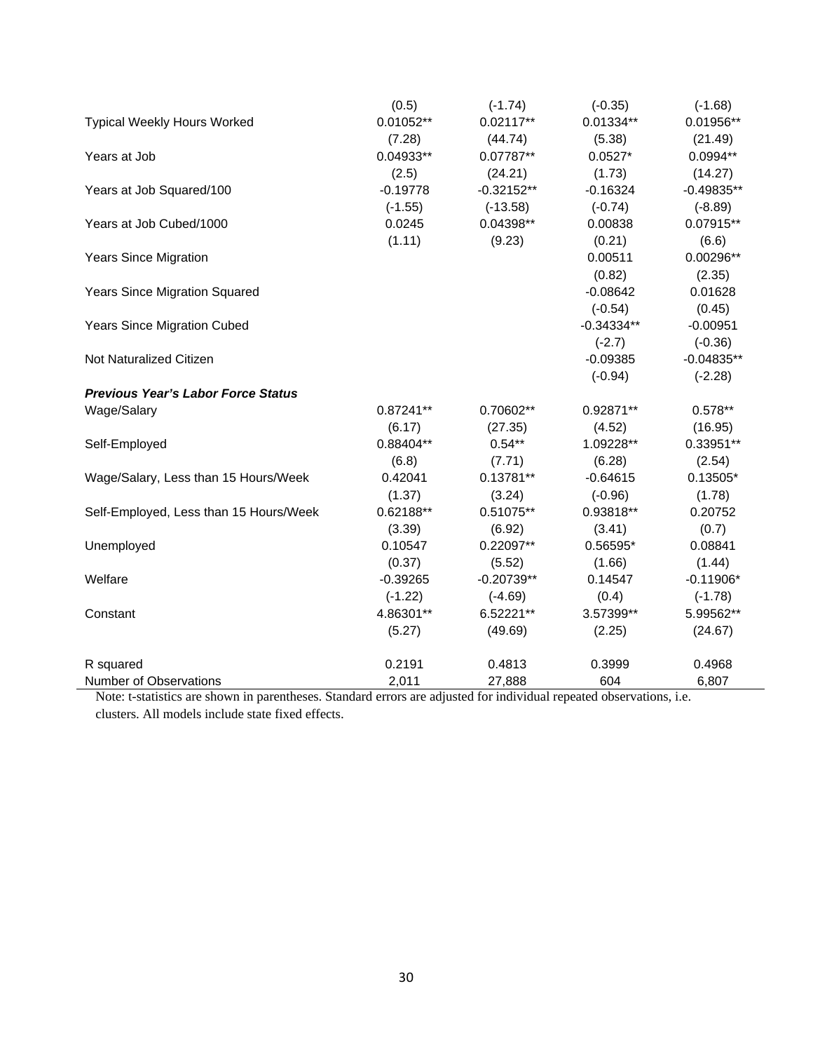| | | | | |
|---|---|---|---|---|
| | (0.5) | (-1.74) | (-0.35) | (-1.68) |
| Typical Weekly Hours Worked | 0.01052** | 0.02117** | 0.01334** | 0.01956** |
| | (7.28) | (44.74) | (5.38) | (21.49) |
| Years at Job | 0.04933** | 0.07787** | 0.0527* | 0.0994** |
| | (2.5) | (24.21) | (1.73) | (14.27) |
| Years at Job Squared/100 | -0.19778 | -0.32152** | -0.16324 | -0.49835** |
| | (-1.55) | (-13.58) | (-0.74) | (-8.89) |
| Years at Job Cubed/1000 | 0.0245 | 0.04398** | 0.00838 | 0.07915** |
| | (1.11) | (9.23) | (0.21) | (6.6) |
| Years Since Migration | | | 0.00511 | 0.00296** |
| | | | (0.82) | (2.35) |
| Years Since Migration Squared | | | -0.08642 | 0.01628 |
| | | | (-0.54) | (0.45) |
| Years Since Migration Cubed | | | -0.34334** | -0.00951 |
| | | | (-2.7) | (-0.36) |
| Not Naturalized Citizen | | | -0.09385 | -0.04835** |
| | | | (-0.94) | (-2.28) |
| ***Previous Year's Labor Force Status*** | | | | |
| Wage/Salary | 0.87241** | 0.70602** | 0.92871** | 0.578** |
| | (6.17) | (27.35) | (4.52) | (16.95) |
| Self-Employed | 0.88404** | 0.54** | 1.09228** | 0.33951** |
| | (6.8) | (7.71) | (6.28) | (2.54) |
| Wage/Salary, Less than 15 Hours/Week | 0.42041 | 0.13781** | -0.64615 | 0.13505* |
| | (1.37) | (3.24) | (-0.96) | (1.78) |
| Self-Employed, Less than 15 Hours/Week | 0.62188** | 0.51075** | 0.93818** | 0.20752 |
| | (3.39) | (6.92) | (3.41) | (0.7) |
| Unemployed | 0.10547 | 0.22097** | 0.56595* | 0.08841 |
| | (0.37) | (5.52) | (1.66) | (1.44) |
| Welfare | -0.39265 | -0.20739** | 0.14547 | -0.11906* |
| | (-1.22) | (-4.69) | (0.4) | (-1.78) |
| Constant | 4.86301** | 6.52221** | 3.57399** | 5.99562** |
| | (5.27) | (49.69) | (2.25) | (24.67) |
| R squared | 0.2191 | 0.4813 | 0.3999 | 0.4968 |
| Number of Observations | 2,011 | 27,888 | 604 | 6,807 |

Note: t-statistics are shown in parentheses. Standard errors are adjusted for individual repeated observations, i.e. clusters. All models include state fixed effects.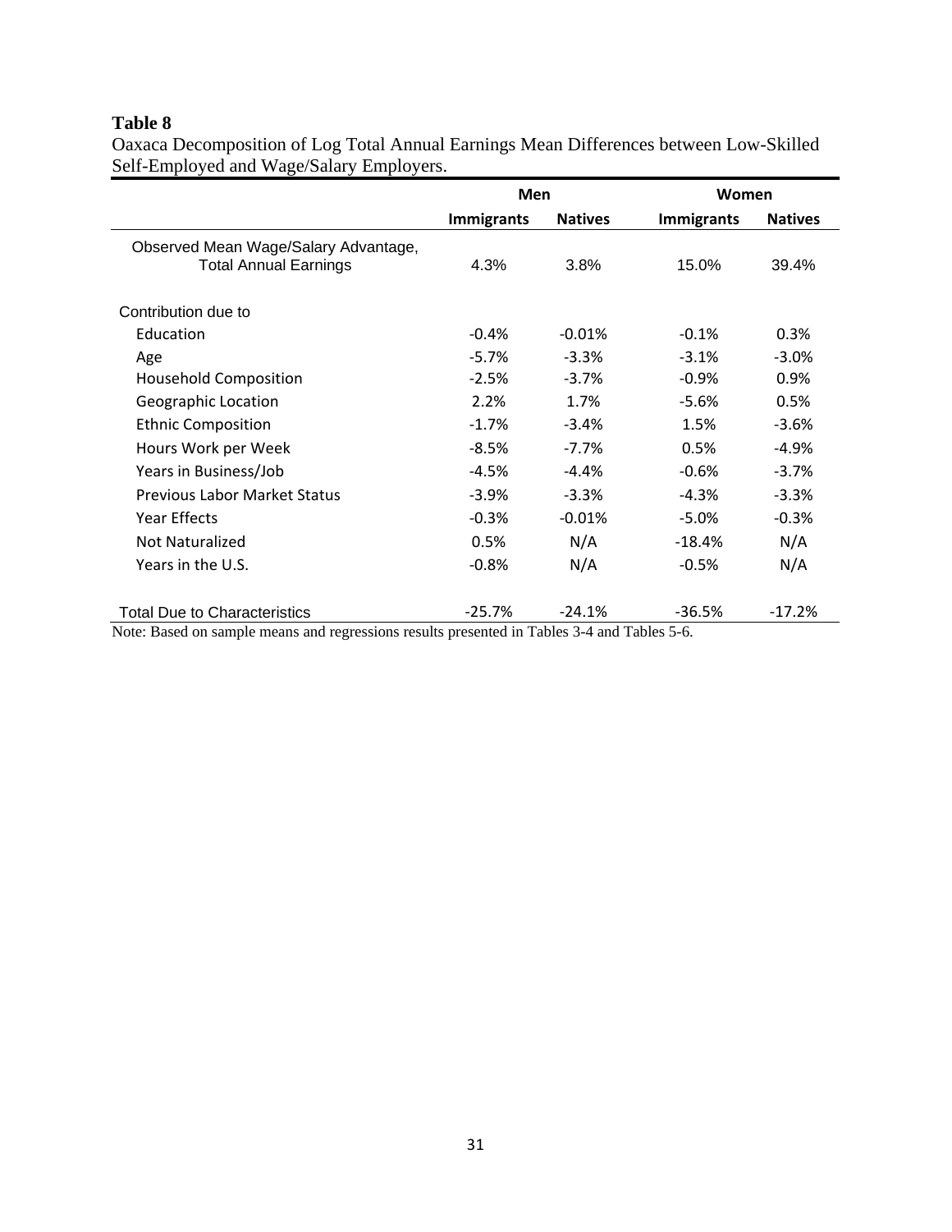**Table 8**

Oaxaca Decomposition of Log Total Annual Earnings Mean Differences between Low-Skilled Self-Employed and Wage/Salary Employers.

| | Men | | Women | |
|---|---|---|---|---|
| | **Immigrants** | **Natives** | **Immigrants** | **Natives** |
| Observed Mean Wage/Salary Advantage, Total Annual Earnings | 4.3% | 3.8% | 15.0% | 39.4% |
| Contribution due to | | | | |
| Education | -0.4% | -0.01% | -0.1% | 0.3% |
| Age | -5.7% | -3.3% | -3.1% | -3.0% |
| Household Composition | -2.5% | -3.7% | -0.9% | 0.9% |
| Geographic Location | 2.2% | 1.7% | -5.6% | 0.5% |
| Ethnic Composition | -1.7% | -3.4% | 1.5% | -3.6% |
| Hours Work per Week | -8.5% | -7.7% | 0.5% | -4.9% |
| Years in Business/Job | -4.5% | -4.4% | -0.6% | -3.7% |
| Previous Labor Market Status | -3.9% | -3.3% | -4.3% | -3.3% |
| Year Effects | -0.3% | -0.01% | -5.0% | -0.3% |
| Not Naturalized | 0.5% | N/A | -18.4% | N/A |
| Years in the U.S. | -0.8% | N/A | -0.5% | N/A |
| Total Due to Characteristics | -25.7% | -24.1% | -36.5% | -17.2% |

Note: Based on sample means and regressions results presented in Tables 3-4 and Tables 5-6.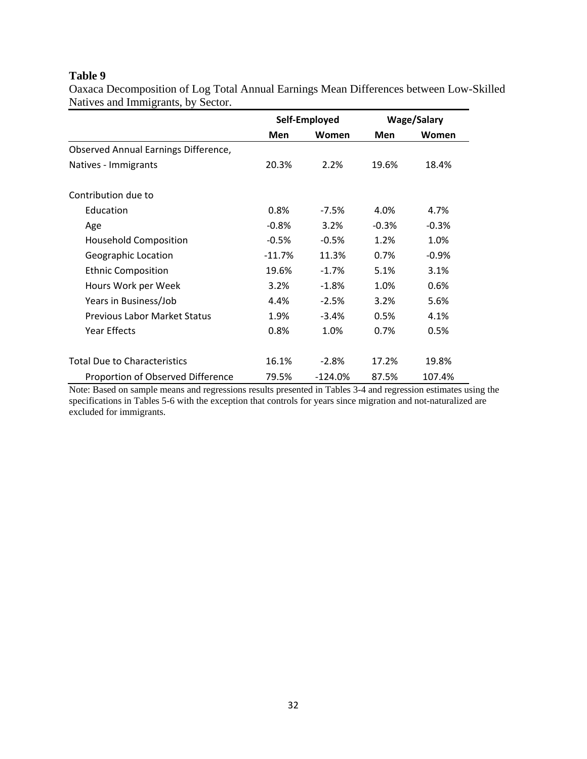**Table 9**

Oaxaca Decomposition of Log Total Annual Earnings Mean Differences between Low-Skilled Natives and Immigrants, by Sector.

| | Self-Employed | | Wage/Salary | |
|---|---|---|---|---|
| | **Men** | **Women** | **Men** | **Women** |
| Observed Annual Earnings Difference, Natives - Immigrants | 20.3% | 2.2% | 19.6% | 18.4% |
| Contribution due to | | | | |
| Education | 0.8% | -7.5% | 4.0% | 4.7% |
| Age | -0.8% | 3.2% | -0.3% | -0.3% |
| Household Composition | -0.5% | -0.5% | 1.2% | 1.0% |
| Geographic Location | -11.7% | 11.3% | 0.7% | -0.9% |
| Ethnic Composition | 19.6% | -1.7% | 5.1% | 3.1% |
| Hours Work per Week | 3.2% | -1.8% | 1.0% | 0.6% |
| Years in Business/Job | 4.4% | -2.5% | 3.2% | 5.6% |
| Previous Labor Market Status | 1.9% | -3.4% | 0.5% | 4.1% |
| Year Effects | 0.8% | 1.0% | 0.7% | 0.5% |
| Total Due to Characteristics | 16.1% | -2.8% | 17.2% | 19.8% |
| Proportion of Observed Difference | 79.5% | -124.0% | 87.5% | 107.4% |

Note: Based on sample means and regressions results presented in Tables 3-4 and regression estimates using the specifications in Tables 5-6 with the exception that controls for years since migration and not-naturalized are excluded for immigrants.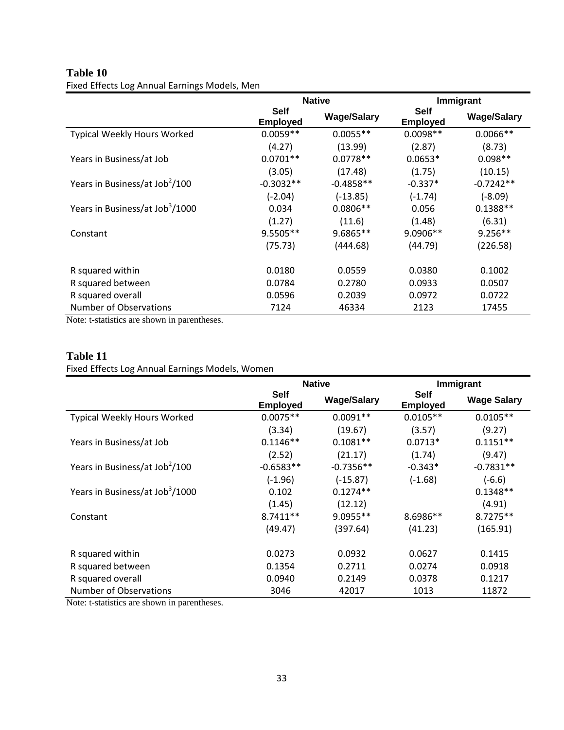**Table 10**

Fixed Effects Log Annual Earnings Models, Men

| | Native | | Immigrant | |
|---|---|---|---|---|
| | Self Employed | Wage/Salary | Self Employed | Wage/Salary |
| Typical Weekly Hours Worked | 0.0059** | 0.0055** | 0.0098** | 0.0066** |
| | (4.27) | (13.99) | (2.87) | (8.73) |
| Years in Business/at Job | 0.0701** | 0.0778** | 0.0653* | 0.098** |
| | (3.05) | (17.48) | (1.75) | (10.15) |
| Years in Business/at Job$^2$/100 | -0.3032** | -0.4858** | -0.337* | -0.7242** |
| | (-2.04) | (-13.85) | (-1.74) | (-8.09) |
| Years in Business/at Job$^3$/1000 | 0.034 | 0.0806** | 0.056 | 0.1388** |
| | (1.27) | (11.6) | (1.48) | (6.31) |
| Constant | 9.5505** | 9.6865** | 9.0906** | 9.256** |
| | (75.73) | (444.68) | (44.79) | (226.58) |
| R squared within | 0.0180 | 0.0559 | 0.0380 | 0.1002 |
| R squared between | 0.0784 | 0.2780 | 0.0933 | 0.0507 |
| R squared overall | 0.0596 | 0.2039 | 0.0972 | 0.0722 |
| Number of Observations | 7124 | 46334 | 2123 | 17455 |

Note: t-statistics are shown in parentheses.

**Table 11**

Fixed Effects Log Annual Earnings Models, Women

| | Native | | Immigrant | |
|---|---|---|---|---|
| | Self Employed | Wage/Salary | Self Employed | Wage Salary |
| Typical Weekly Hours Worked | 0.0075** | 0.0091** | 0.0105** | 0.0105** |
| | (3.34) | (19.67) | (3.57) | (9.27) |
| Years in Business/at Job | 0.1146** | 0.1081** | 0.0713* | 0.1151** |
| | (2.52) | (21.17) | (1.74) | (9.47) |
| Years in Business/at Job$^2$/100 | -0.6583** | -0.7356** | -0.343* | -0.7831** |
| | (-1.96) | (-15.87) | (-1.68) | (-6.6) |
| Years in Business/at Job$^3$/1000 | 0.102 | 0.1274** | | 0.1348** |
| | (1.45) | (12.12) | | (4.91) |
| Constant | 8.7411** | 9.0955** | 8.6986** | 8.7275** |
| | (49.47) | (397.64) | (41.23) | (165.91) |
| R squared within | 0.0273 | 0.0932 | 0.0627 | 0.1415 |
| R squared between | 0.1354 | 0.2711 | 0.0274 | 0.0918 |
| R squared overall | 0.0940 | 0.2149 | 0.0378 | 0.1217 |
| Number of Observations | 3046 | 42017 | 1013 | 11872 |

Note: t-statistics are shown in parentheses.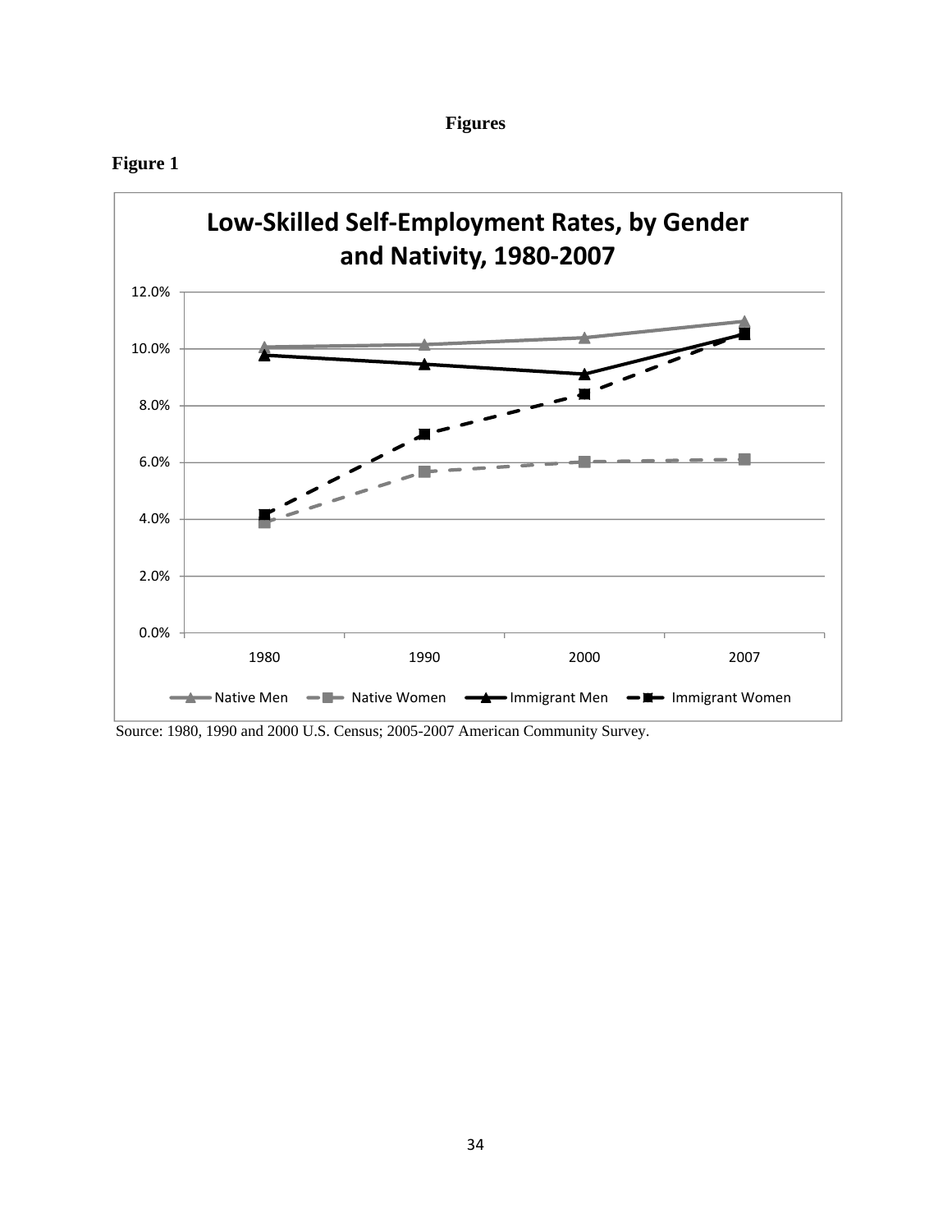**Figures**

**Figure 1**

Low-Skilled Self-Employment Rates, by Gender and Nativity, 1980-2007

Source: 1980, 1990 and 2000 U.S. Census; 2005-2007 American Community Survey.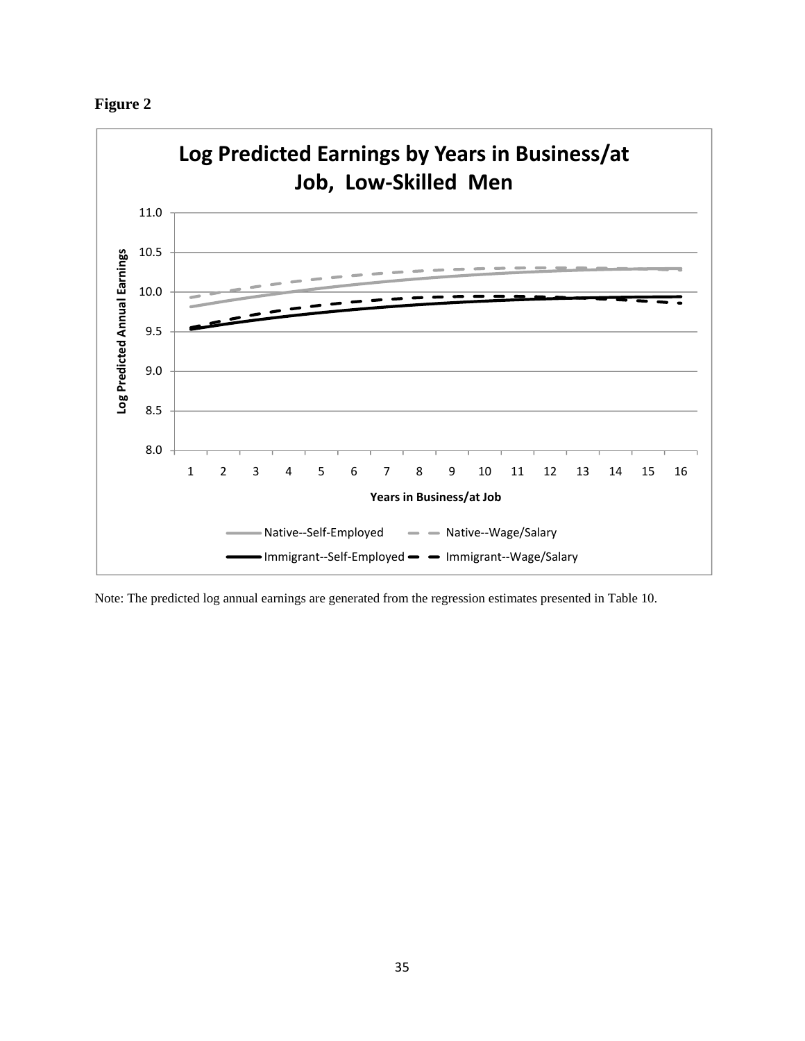**Figure 2**

**Log Predicted Earnings by Years in Business/at Job, Low-Skilled Men**

Note: The predicted log annual earnings are generated from the regression estimates presented in Table 10.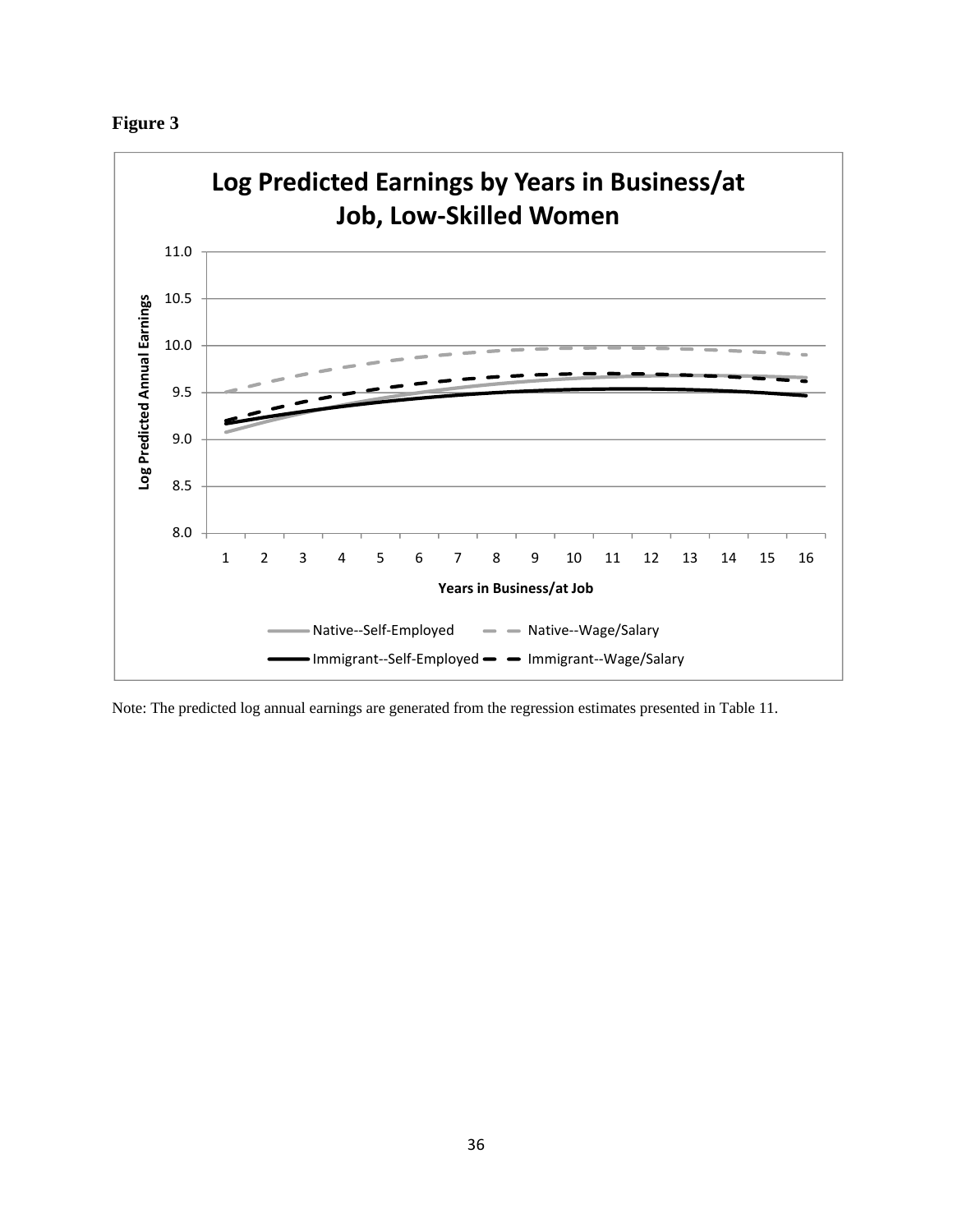**Figure 3**

Log Predicted Earnings by Years in Business/at Job, Low-Skilled Women

Log Predicted Annual Earnings

11.0
10.5
10.0
9.5
9.0
8.5
8.0

1 2 3 4 5 6 7 8 9 10 11 12 13 14 15 16

Years in Business/at Job

Native--Self-Employed
Native--Wage/Salary
Immigrant--Self-Employed
Immigrant--Wage/Salary

Note: The predicted log annual earnings are generated from the regression estimates presented in Table 11.